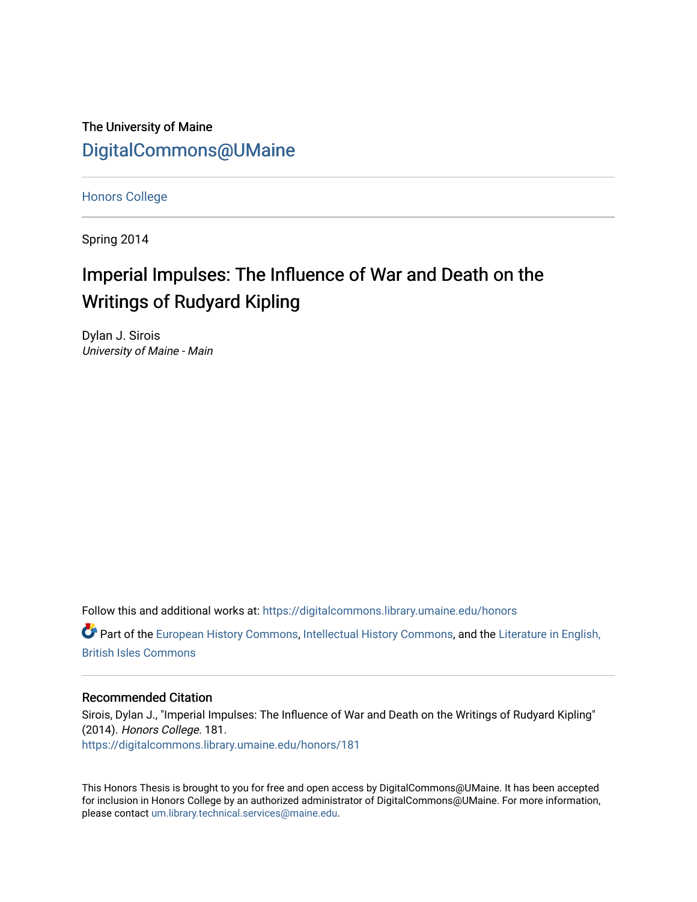The University of Maine

DigitalCommons@UMaine

Honors College

Spring 2014

# Imperial Impulses: The Influence of War and Death on the Writings of Rudyard Kipling

Dylan J. Sirois
*University of Maine - Main*

Follow this and additional works at: https://digitalcommons.library.umaine.edu/honors

Part of the European History Commons, Intellectual History Commons, and the Literature in English, British Isles Commons

## Recommended Citation

Sirois, Dylan J., "Imperial Impulses: The Influence of War and Death on the Writings of Rudyard Kipling" (2014). *Honors College*. 181.
https://digitalcommons.library.umaine.edu/honors/181

This Honors Thesis is brought to you for free and open access by DigitalCommons@UMaine. It has been accepted for inclusion in Honors College by an authorized administrator of DigitalCommons@UMaine. For more information, please contact um.library.technical.services@maine.edu.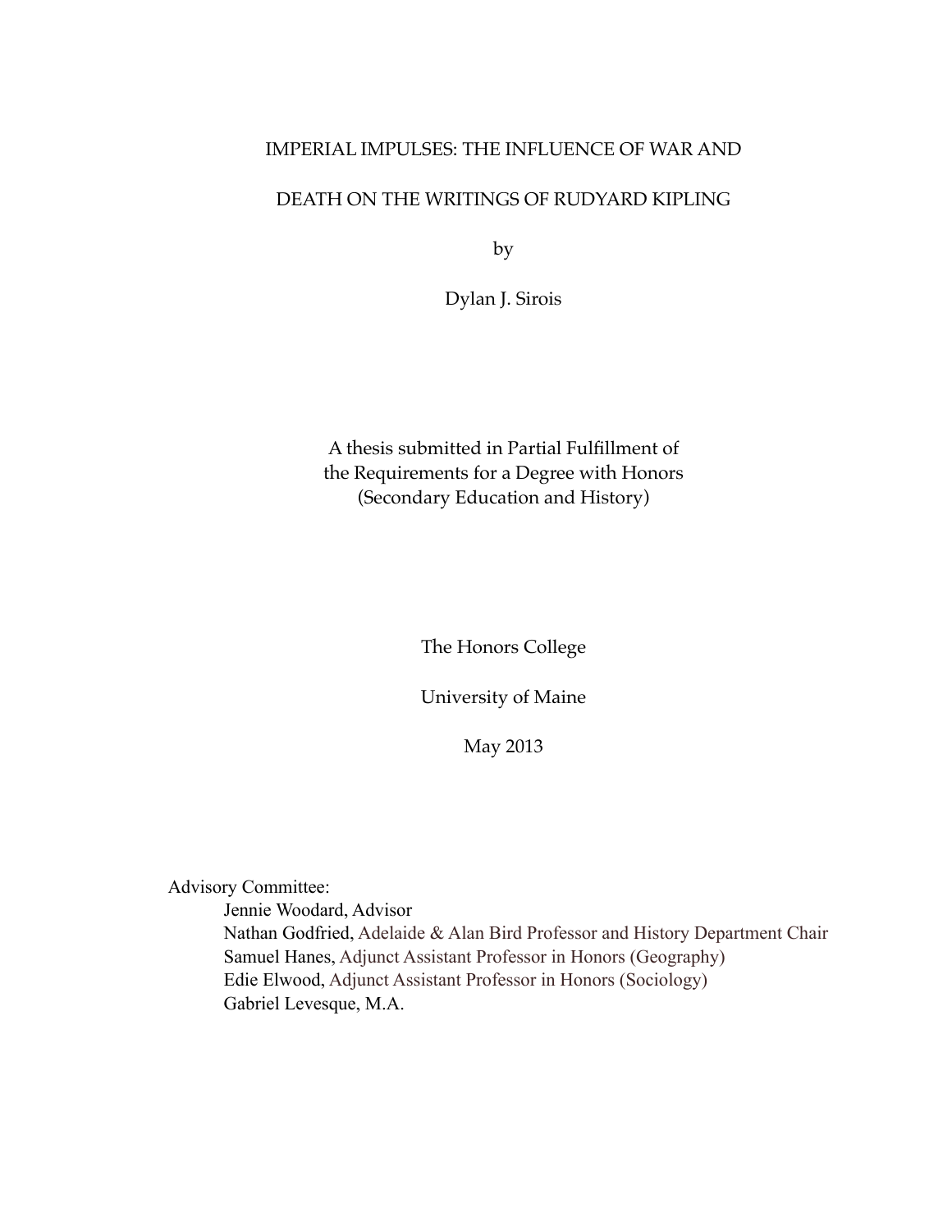# IMPERIAL IMPULSES: THE INFLUENCE OF WAR AND DEATH ON THE WRITINGS OF RUDYARD KIPLING

by

Dylan J. Sirois

A thesis submitted in Partial Fulfillment of
the Requirements for a Degree with Honors
(Secondary Education and History)

The Honors College

University of Maine

May 2013

Advisory Committee:

- Jennie Woodard, Advisor
- Nathan Godfried, Adelaide & Alan Bird Professor and History Department Chair
- Samuel Hanes, Adjunct Assistant Professor in Honors (Geography)
- Edie Elwood, Adjunct Assistant Professor in Honors (Sociology)
- Gabriel Levesque, M.A.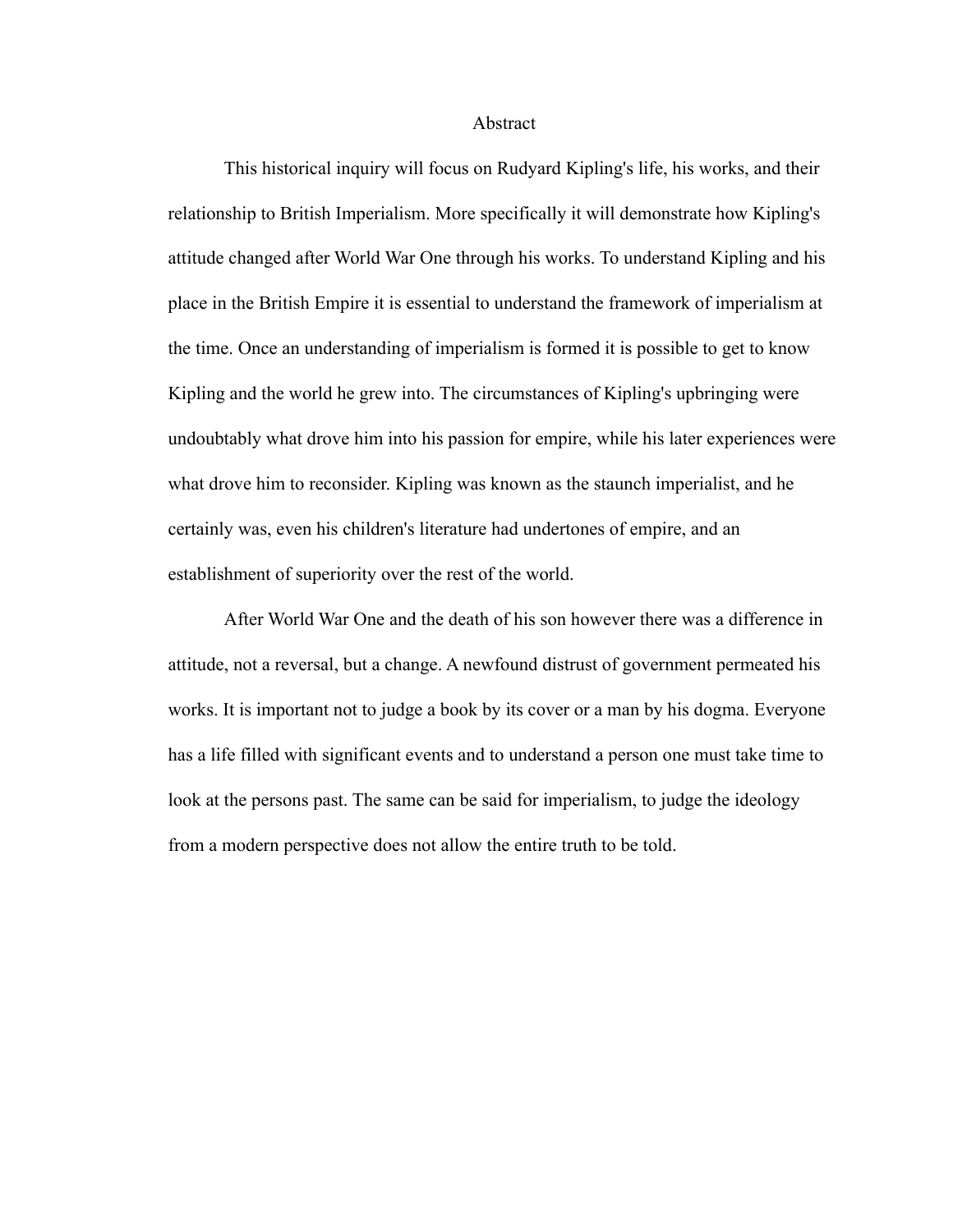# Abstract

This historical inquiry will focus on Rudyard Kipling's life, his works, and their relationship to British Imperialism. More specifically it will demonstrate how Kipling's attitude changed after World War One through his works. To understand Kipling and his place in the British Empire it is essential to understand the framework of imperialism at the time. Once an understanding of imperialism is formed it is possible to get to know Kipling and the world he grew into. The circumstances of Kipling's upbringing were undoubtably what drove him into his passion for empire, while his later experiences were what drove him to reconsider. Kipling was known as the staunch imperialist, and he certainly was, even his children's literature had undertones of empire, and an establishment of superiority over the rest of the world.

After World War One and the death of his son however there was a difference in attitude, not a reversal, but a change. A newfound distrust of government permeated his works. It is important not to judge a book by its cover or a man by his dogma. Everyone has a life filled with significant events and to understand a person one must take time to look at the persons past. The same can be said for imperialism, to judge the ideology from a modern perspective does not allow the entire truth to be told.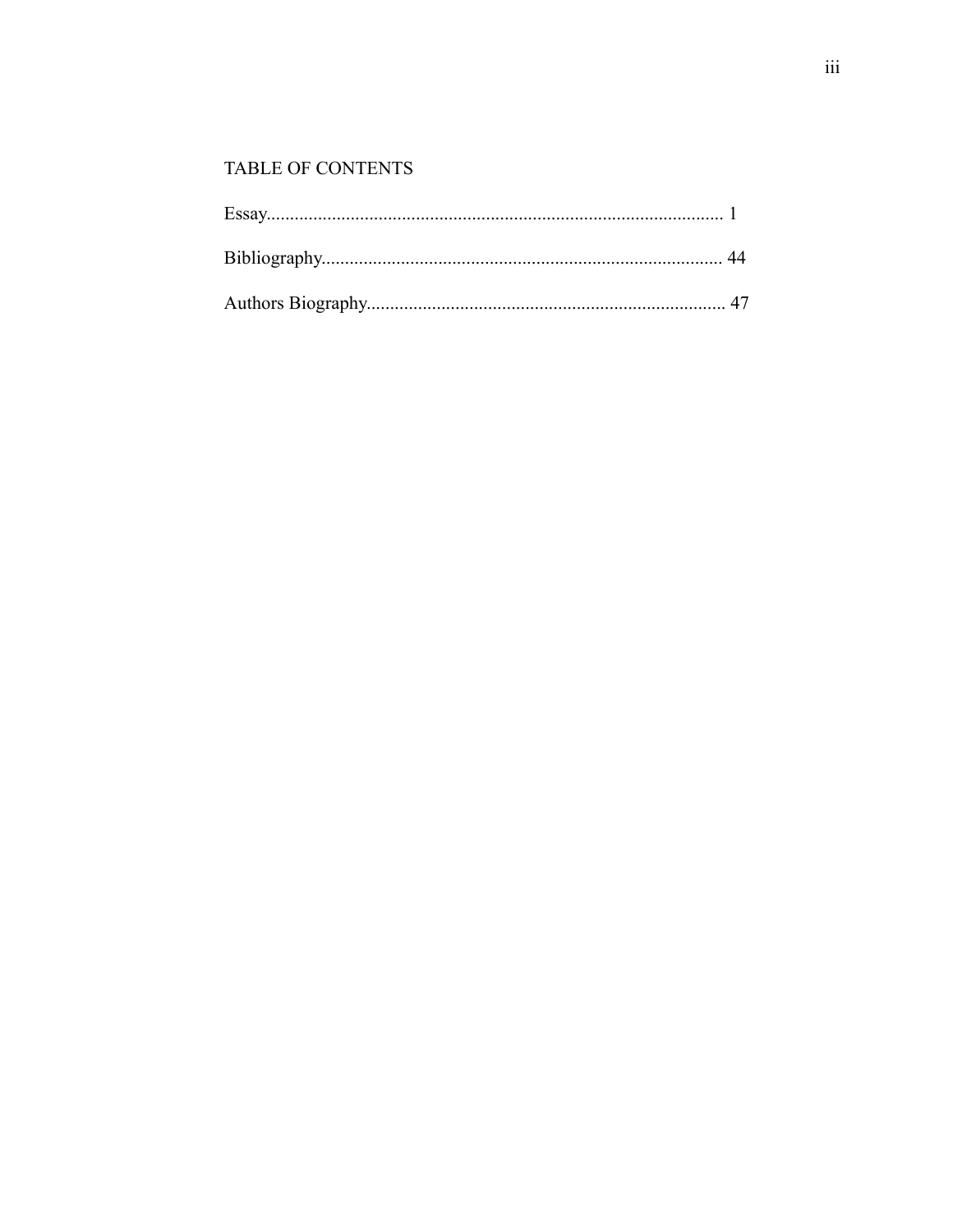# TABLE OF CONTENTS

Essay.................................................................................................. 1

Bibliography..................................................................................... 44

Authors Biography............................................................................ 47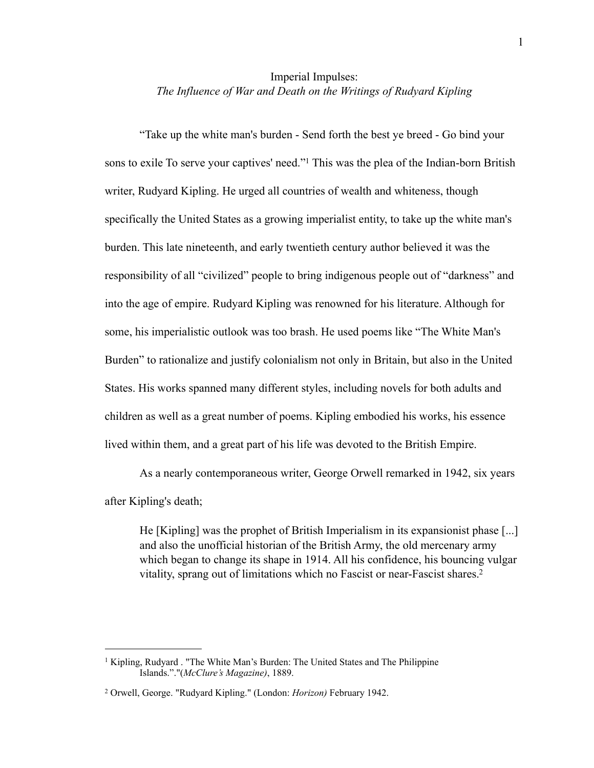# Imperial Impulses:
## *The Influence of War and Death on the Writings of Rudyard Kipling*

"Take up the white man's burden - Send forth the best ye breed - Go bind your sons to exile To serve your captives' need."[1] This was the plea of the Indian-born British writer, Rudyard Kipling. He urged all countries of wealth and whiteness, though specifically the United States as a growing imperialist entity, to take up the white man's burden. This late nineteenth, and early twentieth century author believed it was the responsibility of all "civilized" people to bring indigenous people out of "darkness" and into the age of empire. Rudyard Kipling was renowned for his literature. Although for some, his imperialistic outlook was too brash. He used poems like "The White Man's Burden" to rationalize and justify colonialism not only in Britain, but also in the United States. His works spanned many different styles, including novels for both adults and children as well as a great number of poems. Kipling embodied his works, his essence lived within them, and a great part of his life was devoted to the British Empire.

As a nearly contemporaneous writer, George Orwell remarked in 1942, six years after Kipling's death;

> He [Kipling] was the prophet of British Imperialism in its expansionist phase [...] and also the unofficial historian of the British Army, the old mercenary army which began to change its shape in 1914. All his confidence, his bouncing vulgar vitality, sprang out of limitations which no Fascist or near-Fascist shares.[2]

---

[1] Kipling, Rudyard . "The White Man's Burden: The United States and The Philippine Islands."."(*McClure's Magazine)*, 1889.

[2] Orwell, George. "Rudyard Kipling." (London: *Horizon)* February 1942.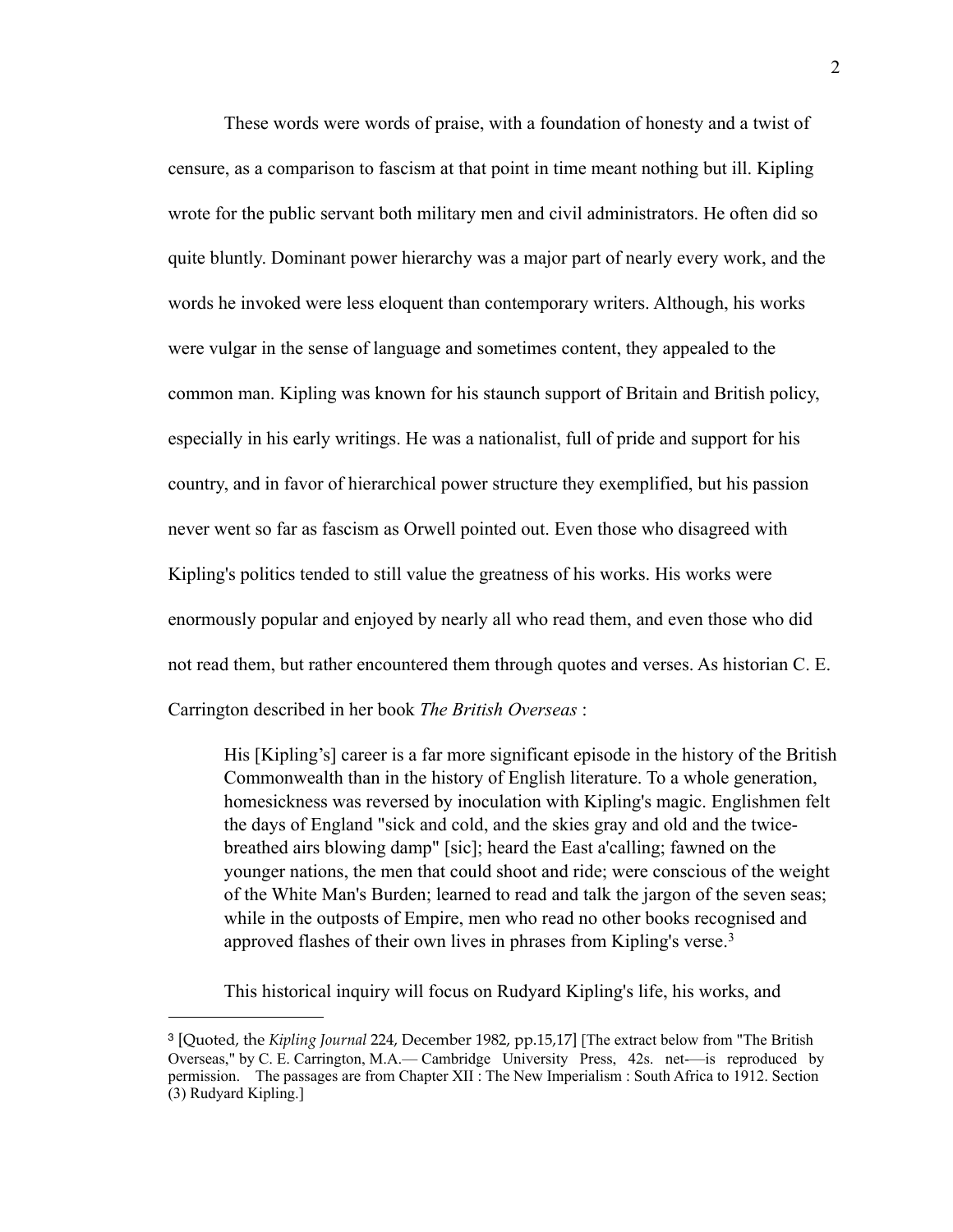These words were words of praise, with a foundation of honesty and a twist of censure, as a comparison to fascism at that point in time meant nothing but ill. Kipling wrote for the public servant both military men and civil administrators. He often did so quite bluntly. Dominant power hierarchy was a major part of nearly every work, and the words he invoked were less eloquent than contemporary writers. Although, his works were vulgar in the sense of language and sometimes content, they appealed to the common man. Kipling was known for his staunch support of Britain and British policy, especially in his early writings. He was a nationalist, full of pride and support for his country, and in favor of hierarchical power structure they exemplified, but his passion never went so far as fascism as Orwell pointed out. Even those who disagreed with Kipling's politics tended to still value the greatness of his works. His works were enormously popular and enjoyed by nearly all who read them, and even those who did not read them, but rather encountered them through quotes and verses. As historian C. E. Carrington described in her book *The British Overseas* :

> His [Kipling's] career is a far more significant episode in the history of the British Commonwealth than in the history of English literature. To a whole generation, homesickness was reversed by inoculation with Kipling's magic. Englishmen felt the days of England "sick and cold, and the skies gray and old and the twice-breathed airs blowing damp" [sic]; heard the East a'calling; fawned on the younger nations, the men that could shoot and ride; were conscious of the weight of the White Man's Burden; learned to read and talk the jargon of the seven seas; while in the outposts of Empire, men who read no other books recognised and approved flashes of their own lives in phrases from Kipling's verse.[3]

This historical inquiry will focus on Rudyard Kipling's life, his works, and

---

[3] [Quoted, the *Kipling Journal* 224, December 1982, pp.15,17] [The extract below from "The British Overseas," by C. E. Carrington, M.A.— Cambridge University Press, 42s. net-—is reproduced by permission. The passages are from Chapter XII : The New Imperialism : South Africa to 1912. Section (3) Rudyard Kipling.]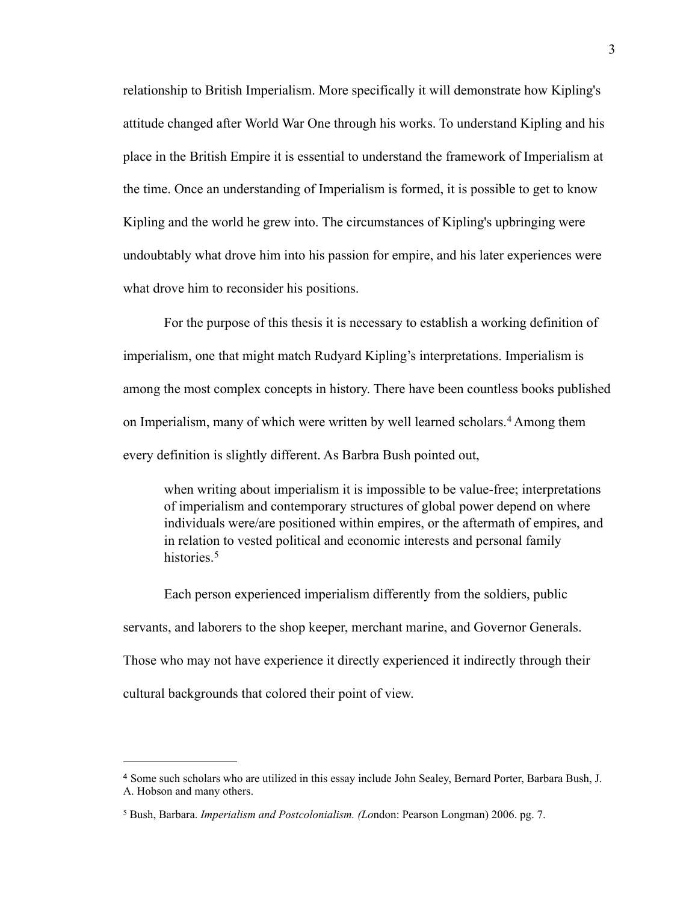relationship to British Imperialism. More specifically it will demonstrate how Kipling's attitude changed after World War One through his works. To understand Kipling and his place in the British Empire it is essential to understand the framework of Imperialism at the time. Once an understanding of Imperialism is formed, it is possible to get to know Kipling and the world he grew into. The circumstances of Kipling's upbringing were undoubtably what drove him into his passion for empire, and his later experiences were what drove him to reconsider his positions.

For the purpose of this thesis it is necessary to establish a working definition of imperialism, one that might match Rudyard Kipling's interpretations. Imperialism is among the most complex concepts in history. There have been countless books published on Imperialism, many of which were written by well learned scholars.[4] Among them every definition is slightly different. As Barbra Bush pointed out,

> when writing about imperialism it is impossible to be value-free; interpretations of imperialism and contemporary structures of global power depend on where individuals were/are positioned within empires, or the aftermath of empires, and in relation to vested political and economic interests and personal family histories.[5]

Each person experienced imperialism differently from the soldiers, public servants, and laborers to the shop keeper, merchant marine, and Governor Generals. Those who may not have experience it directly experienced it indirectly through their cultural backgrounds that colored their point of view.

---

[4] Some such scholars who are utilized in this essay include John Sealey, Bernard Porter, Barbara Bush, J. A. Hobson and many others.

[5] Bush, Barbara. *Imperialism and Postcolonialism. (Lo*ndon: Pearson Longman) 2006. pg. 7.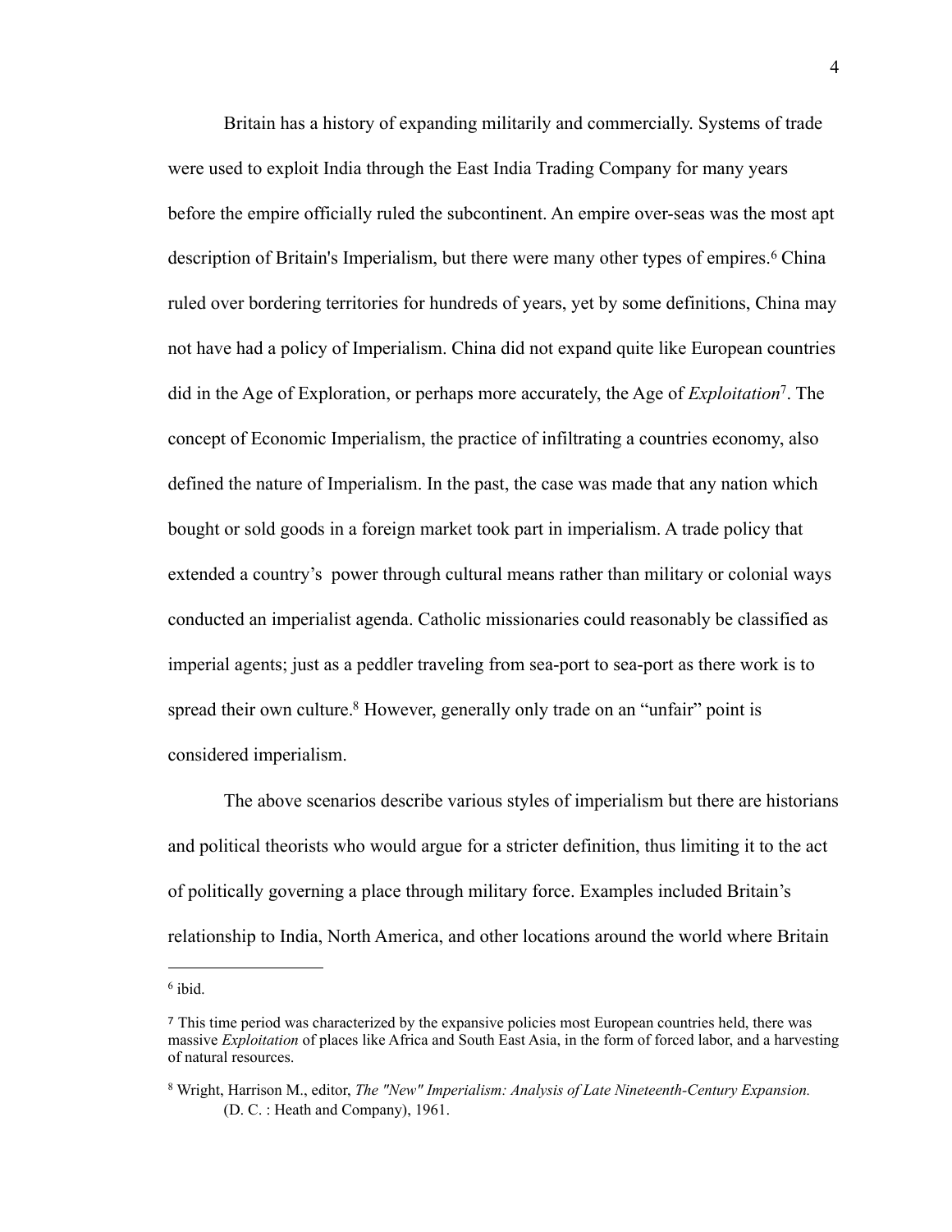Britain has a history of expanding militarily and commercially. Systems of trade were used to exploit India through the East India Trading Company for many years before the empire officially ruled the subcontinent. An empire over-seas was the most apt description of Britain's Imperialism, but there were many other types of empires.[6] China ruled over bordering territories for hundreds of years, yet by some definitions, China may not have had a policy of Imperialism. China did not expand quite like European countries did in the Age of Exploration, or perhaps more accurately, the Age of *Exploitation*[7]. The concept of Economic Imperialism, the practice of infiltrating a countries economy, also defined the nature of Imperialism. In the past, the case was made that any nation which bought or sold goods in a foreign market took part in imperialism. A trade policy that extended a country's power through cultural means rather than military or colonial ways conducted an imperialist agenda. Catholic missionaries could reasonably be classified as imperial agents; just as a peddler traveling from sea-port to sea-port as there work is to spread their own culture.[8] However, generally only trade on an "unfair" point is considered imperialism.

The above scenarios describe various styles of imperialism but there are historians and political theorists who would argue for a stricter definition, thus limiting it to the act of politically governing a place through military force. Examples included Britain's relationship to India, North America, and other locations around the world where Britain

---

[6] ibid.

[7] This time period was characterized by the expansive policies most European countries held, there was massive *Exploitation* of places like Africa and South East Asia, in the form of forced labor, and a harvesting of natural resources.

[8] Wright, Harrison M., editor, *The "New" Imperialism: Analysis of Late Nineteenth-Century Expansion.* (D. C. : Heath and Company), 1961.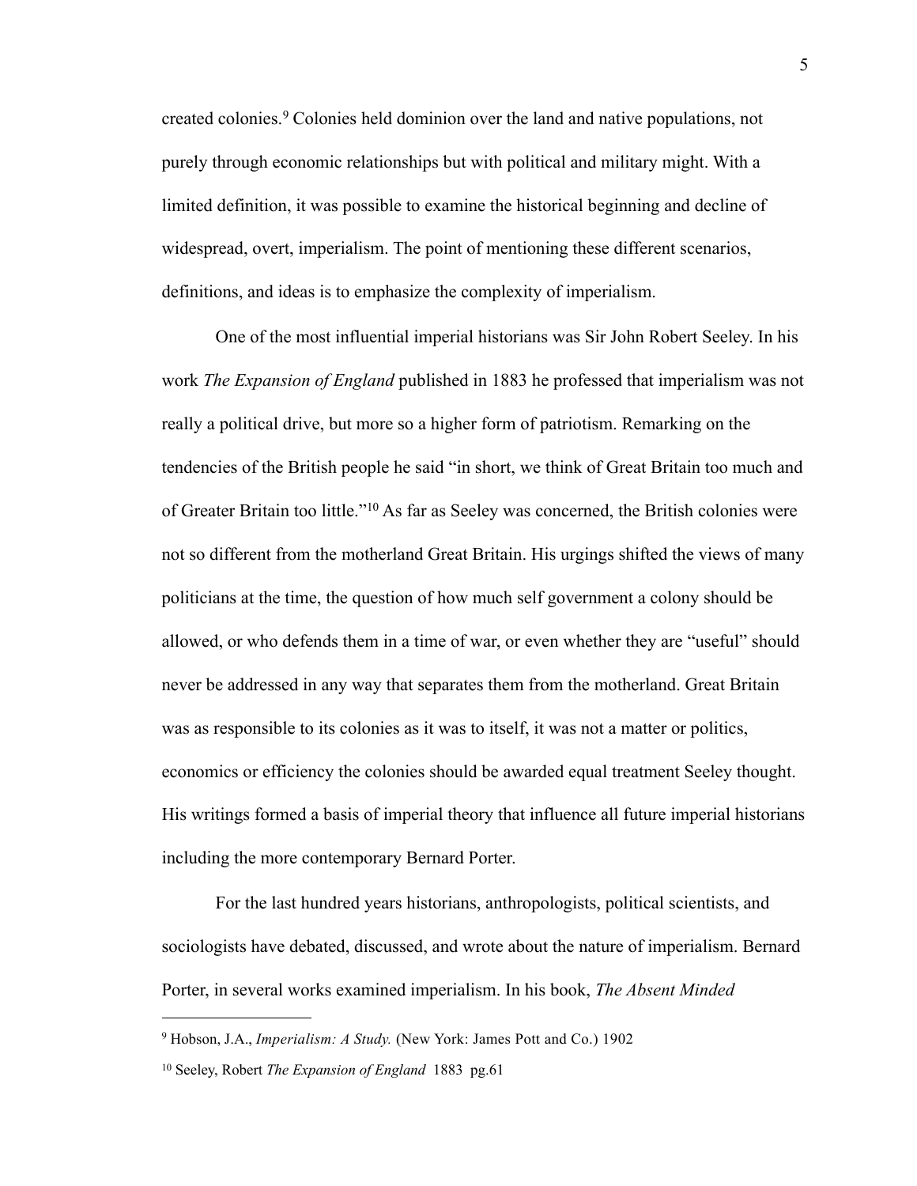created colonies.[9] Colonies held dominion over the land and native populations, not purely through economic relationships but with political and military might. With a limited definition, it was possible to examine the historical beginning and decline of widespread, overt, imperialism. The point of mentioning these different scenarios, definitions, and ideas is to emphasize the complexity of imperialism.

One of the most influential imperial historians was Sir John Robert Seeley. In his work *The Expansion of England* published in 1883 he professed that imperialism was not really a political drive, but more so a higher form of patriotism. Remarking on the tendencies of the British people he said "in short, we think of Great Britain too much and of Greater Britain too little."[10] As far as Seeley was concerned, the British colonies were not so different from the motherland Great Britain. His urgings shifted the views of many politicians at the time, the question of how much self government a colony should be allowed, or who defends them in a time of war, or even whether they are "useful" should never be addressed in any way that separates them from the motherland. Great Britain was as responsible to its colonies as it was to itself, it was not a matter or politics, economics or efficiency the colonies should be awarded equal treatment Seeley thought. His writings formed a basis of imperial theory that influence all future imperial historians including the more contemporary Bernard Porter.

For the last hundred years historians, anthropologists, political scientists, and sociologists have debated, discussed, and wrote about the nature of imperialism. Bernard Porter, in several works examined imperialism. In his book, *The Absent Minded*

---

[9] Hobson, J.A., *Imperialism: A Study.* (New York: James Pott and Co.) 1902

[10] Seeley, Robert *The Expansion of England* 1883 pg.61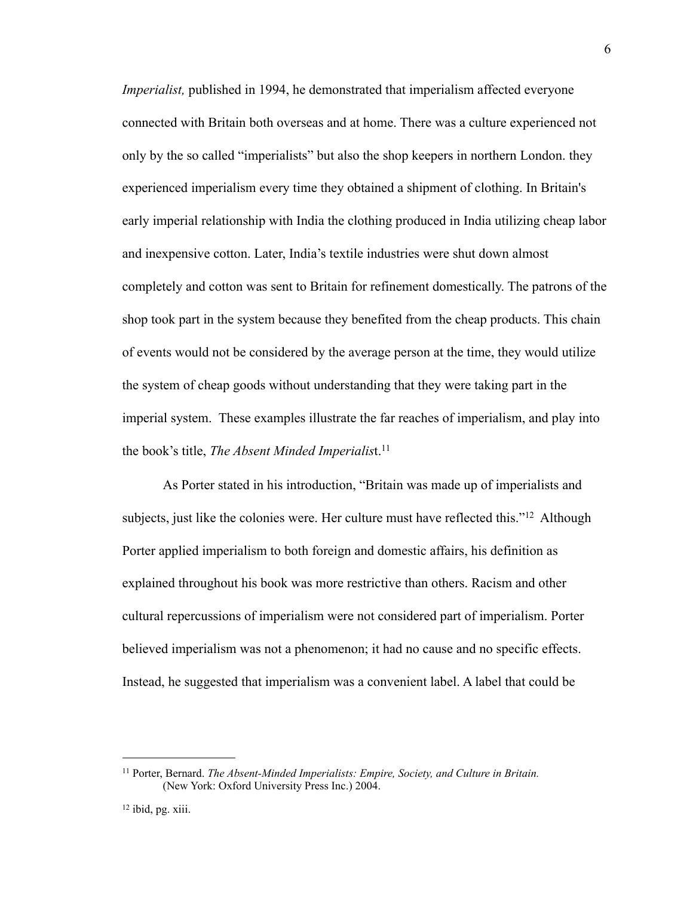*Imperialist,* published in 1994, he demonstrated that imperialism affected everyone connected with Britain both overseas and at home. There was a culture experienced not only by the so called "imperialists" but also the shop keepers in northern London. they experienced imperialism every time they obtained a shipment of clothing. In Britain's early imperial relationship with India the clothing produced in India utilizing cheap labor and inexpensive cotton. Later, India's textile industries were shut down almost completely and cotton was sent to Britain for refinement domestically. The patrons of the shop took part in the system because they benefited from the cheap products. This chain of events would not be considered by the average person at the time, they would utilize the system of cheap goods without understanding that they were taking part in the imperial system. These examples illustrate the far reaches of imperialism, and play into the book's title, *The Absent Minded Imperialis*t.[11]

As Porter stated in his introduction, "Britain was made up of imperialists and subjects, just like the colonies were. Her culture must have reflected this."[12] Although Porter applied imperialism to both foreign and domestic affairs, his definition as explained throughout his book was more restrictive than others. Racism and other cultural repercussions of imperialism were not considered part of imperialism. Porter believed imperialism was not a phenomenon; it had no cause and no specific effects. Instead, he suggested that imperialism was a convenient label. A label that could be

---

[11] Porter, Bernard. *The Absent-Minded Imperialists: Empire, Society, and Culture in Britain.* (New York: Oxford University Press Inc.) 2004.

[12] ibid, pg. xiii.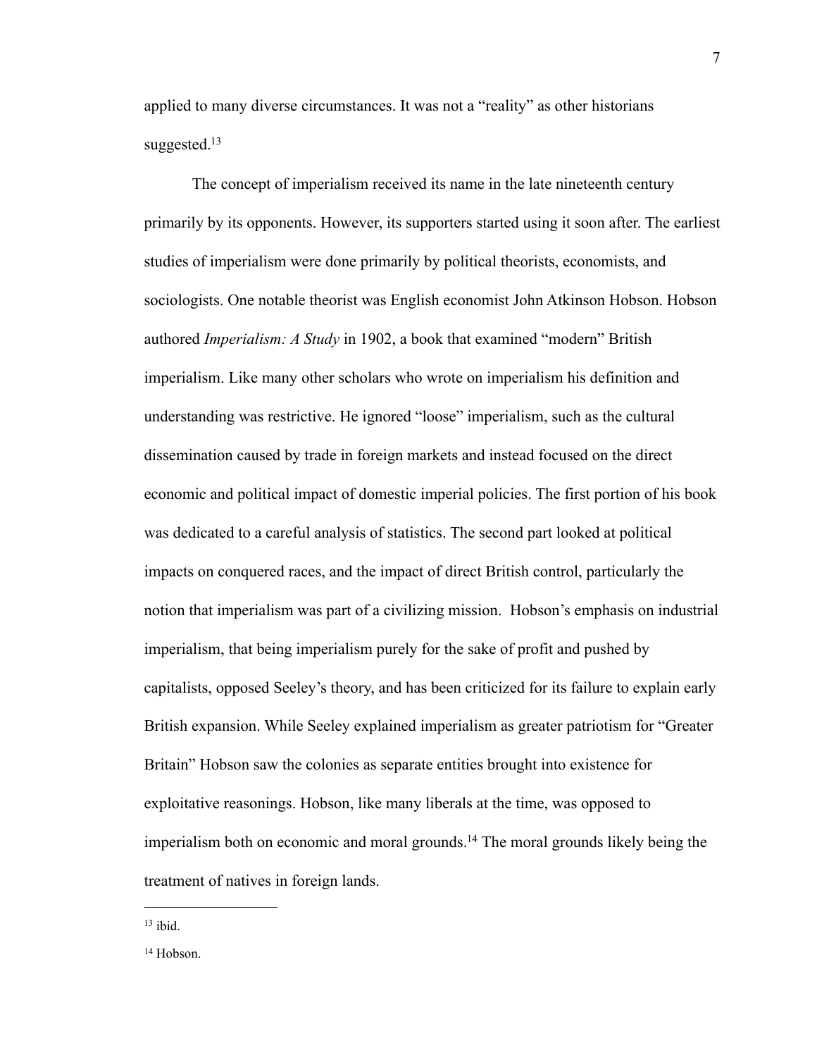applied to many diverse circumstances. It was not a "reality" as other historians suggested.[13]

The concept of imperialism received its name in the late nineteenth century primarily by its opponents. However, its supporters started using it soon after. The earliest studies of imperialism were done primarily by political theorists, economists, and sociologists. One notable theorist was English economist John Atkinson Hobson. Hobson authored *Imperialism: A Study* in 1902, a book that examined "modern" British imperialism. Like many other scholars who wrote on imperialism his definition and understanding was restrictive. He ignored "loose" imperialism, such as the cultural dissemination caused by trade in foreign markets and instead focused on the direct economic and political impact of domestic imperial policies. The first portion of his book was dedicated to a careful analysis of statistics. The second part looked at political impacts on conquered races, and the impact of direct British control, particularly the notion that imperialism was part of a civilizing mission. Hobson's emphasis on industrial imperialism, that being imperialism purely for the sake of profit and pushed by capitalists, opposed Seeley's theory, and has been criticized for its failure to explain early British expansion. While Seeley explained imperialism as greater patriotism for "Greater Britain" Hobson saw the colonies as separate entities brought into existence for exploitative reasonings. Hobson, like many liberals at the time, was opposed to imperialism both on economic and moral grounds.[14] The moral grounds likely being the treatment of natives in foreign lands.

---

[13] ibid.

[14] Hobson.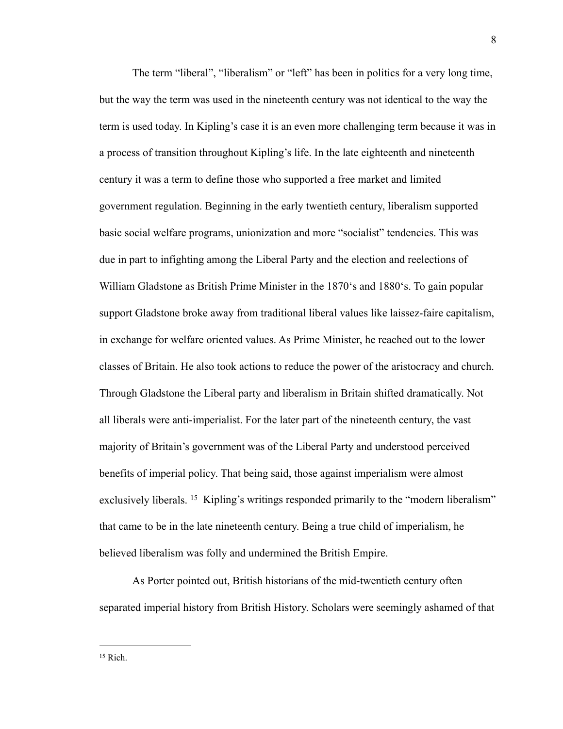The term “liberal”, “liberalism” or “left” has been in politics for a very long time, but the way the term was used in the nineteenth century was not identical to the way the term is used today. In Kipling’s case it is an even more challenging term because it was in a process of transition throughout Kipling’s life. In the late eighteenth and nineteenth century it was a term to define those who supported a free market and limited government regulation. Beginning in the early twentieth century, liberalism supported basic social welfare programs, unionization and more “socialist” tendencies. This was due in part to infighting among the Liberal Party and the election and reelections of William Gladstone as British Prime Minister in the 1870‘s and 1880‘s. To gain popular support Gladstone broke away from traditional liberal values like laissez-faire capitalism, in exchange for welfare oriented values. As Prime Minister, he reached out to the lower classes of Britain. He also took actions to reduce the power of the aristocracy and church. Through Gladstone the Liberal party and liberalism in Britain shifted dramatically. Not all liberals were anti-imperialist. For the later part of the nineteenth century, the vast majority of Britain’s government was of the Liberal Party and understood perceived benefits of imperial policy. That being said, those against imperialism were almost exclusively liberals. [15] Kipling’s writings responded primarily to the “modern liberalism” that came to be in the late nineteenth century. Being a true child of imperialism, he believed liberalism was folly and undermined the British Empire.

As Porter pointed out, British historians of the mid-twentieth century often separated imperial history from British History. Scholars were seemingly ashamed of that

---

[15] Rich.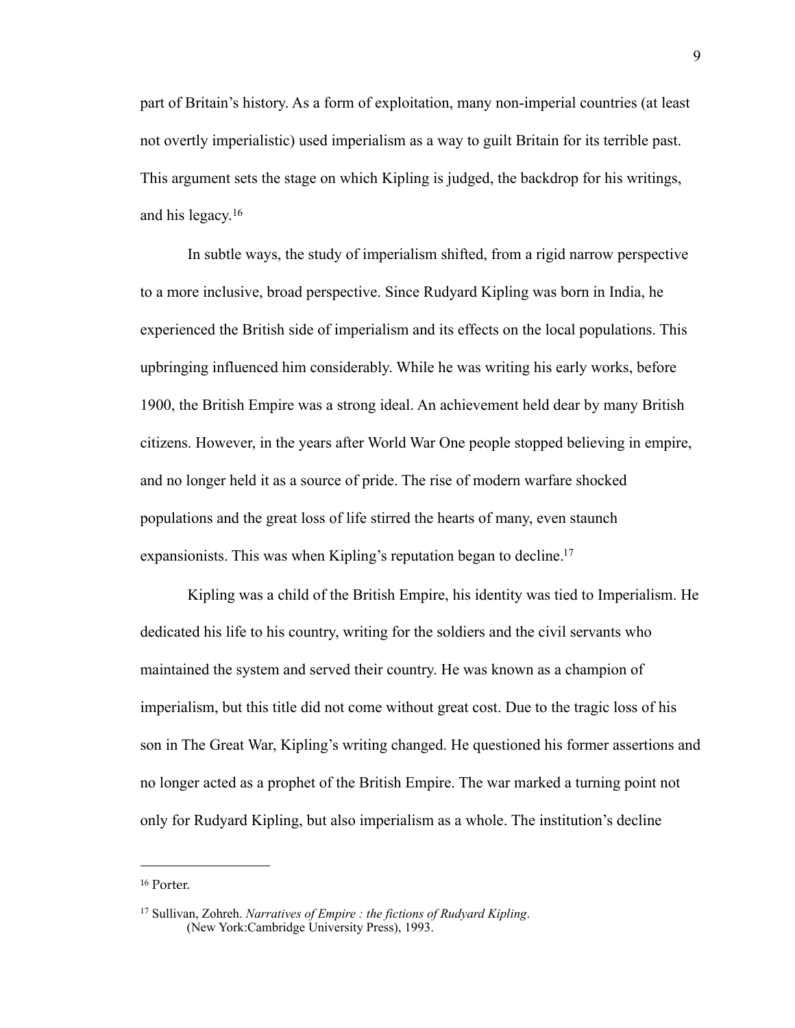part of Britain's history. As a form of exploitation, many non-imperial countries (at least not overtly imperialistic) used imperialism as a way to guilt Britain for its terrible past. This argument sets the stage on which Kipling is judged, the backdrop for his writings, and his legacy.[16]

In subtle ways, the study of imperialism shifted, from a rigid narrow perspective to a more inclusive, broad perspective. Since Rudyard Kipling was born in India, he experienced the British side of imperialism and its effects on the local populations. This upbringing influenced him considerably. While he was writing his early works, before 1900, the British Empire was a strong ideal. An achievement held dear by many British citizens. However, in the years after World War One people stopped believing in empire, and no longer held it as a source of pride. The rise of modern warfare shocked populations and the great loss of life stirred the hearts of many, even staunch expansionists. This was when Kipling's reputation began to decline.[17]

Kipling was a child of the British Empire, his identity was tied to Imperialism. He dedicated his life to his country, writing for the soldiers and the civil servants who maintained the system and served their country. He was known as a champion of imperialism, but this title did not come without great cost. Due to the tragic loss of his son in The Great War, Kipling's writing changed. He questioned his former assertions and no longer acted as a prophet of the British Empire. The war marked a turning point not only for Rudyard Kipling, but also imperialism as a whole. The institution's decline

---

[16] Porter.

[17] Sullivan, Zohreh. *Narratives of Empire : the fictions of Rudyard Kipling*. (New York:Cambridge University Press), 1993.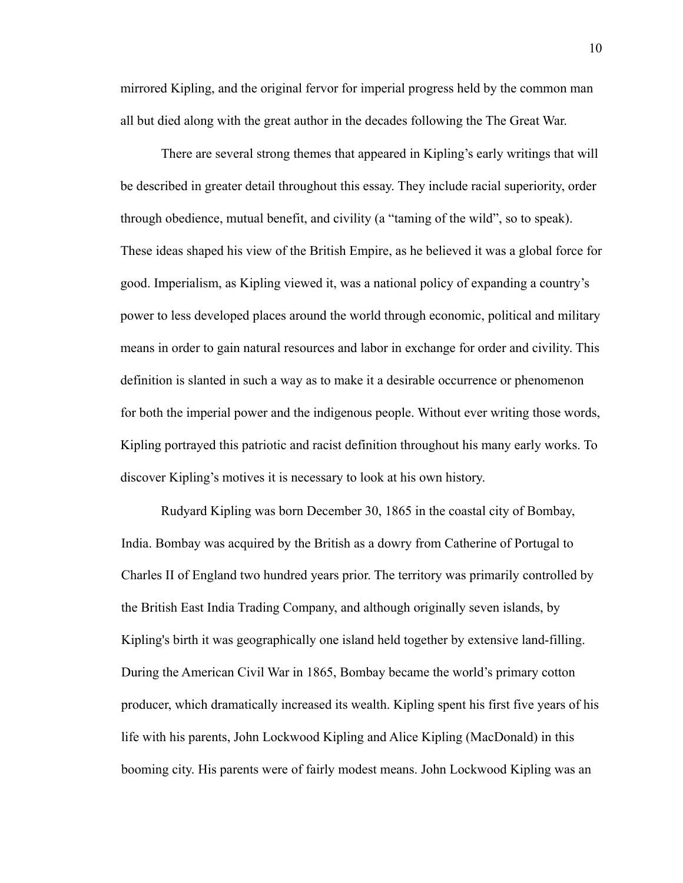mirrored Kipling, and the original fervor for imperial progress held by the common man all but died along with the great author in the decades following the The Great War.

There are several strong themes that appeared in Kipling's early writings that will be described in greater detail throughout this essay. They include racial superiority, order through obedience, mutual benefit, and civility (a "taming of the wild", so to speak). These ideas shaped his view of the British Empire, as he believed it was a global force for good. Imperialism, as Kipling viewed it, was a national policy of expanding a country's power to less developed places around the world through economic, political and military means in order to gain natural resources and labor in exchange for order and civility. This definition is slanted in such a way as to make it a desirable occurrence or phenomenon for both the imperial power and the indigenous people. Without ever writing those words, Kipling portrayed this patriotic and racist definition throughout his many early works. To discover Kipling's motives it is necessary to look at his own history.

Rudyard Kipling was born December 30, 1865 in the coastal city of Bombay, India. Bombay was acquired by the British as a dowry from Catherine of Portugal to Charles II of England two hundred years prior. The territory was primarily controlled by the British East India Trading Company, and although originally seven islands, by Kipling's birth it was geographically one island held together by extensive land-filling. During the American Civil War in 1865, Bombay became the world's primary cotton producer, which dramatically increased its wealth. Kipling spent his first five years of his life with his parents, John Lockwood Kipling and Alice Kipling (MacDonald) in this booming city. His parents were of fairly modest means. John Lockwood Kipling was an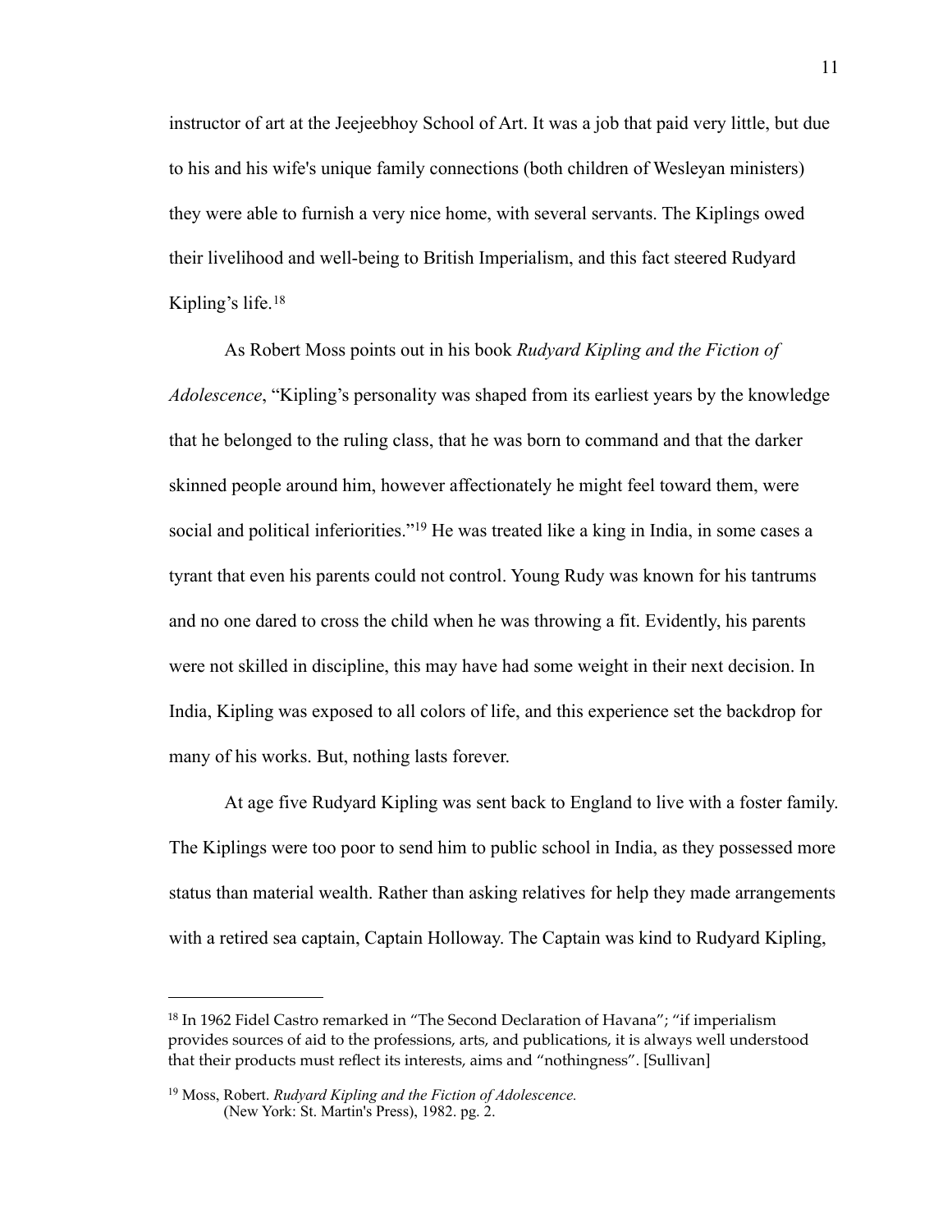instructor of art at the Jeejeebhoy School of Art. It was a job that paid very little, but due to his and his wife's unique family connections (both children of Wesleyan ministers) they were able to furnish a very nice home, with several servants. The Kiplings owed their livelihood and well-being to British Imperialism, and this fact steered Rudyard Kipling's life.[18]

As Robert Moss points out in his book *Rudyard Kipling and the Fiction of Adolescence*, "Kipling's personality was shaped from its earliest years by the knowledge that he belonged to the ruling class, that he was born to command and that the darker skinned people around him, however affectionately he might feel toward them, were social and political inferiorities."[19] He was treated like a king in India, in some cases a tyrant that even his parents could not control. Young Rudy was known for his tantrums and no one dared to cross the child when he was throwing a fit. Evidently, his parents were not skilled in discipline, this may have had some weight in their next decision. In India, Kipling was exposed to all colors of life, and this experience set the backdrop for many of his works. But, nothing lasts forever.

At age five Rudyard Kipling was sent back to England to live with a foster family. The Kiplings were too poor to send him to public school in India, as they possessed more status than material wealth. Rather than asking relatives for help they made arrangements with a retired sea captain, Captain Holloway. The Captain was kind to Rudyard Kipling,

---

[18] In 1962 Fidel Castro remarked in "The Second Declaration of Havana"; "if imperialism provides sources of aid to the professions, arts, and publications, it is always well understood that their products must reflect its interests, aims and "nothingness". [Sullivan]

[19] Moss, Robert. *Rudyard Kipling and the Fiction of Adolescence.* (New York: St. Martin's Press), 1982. pg. 2.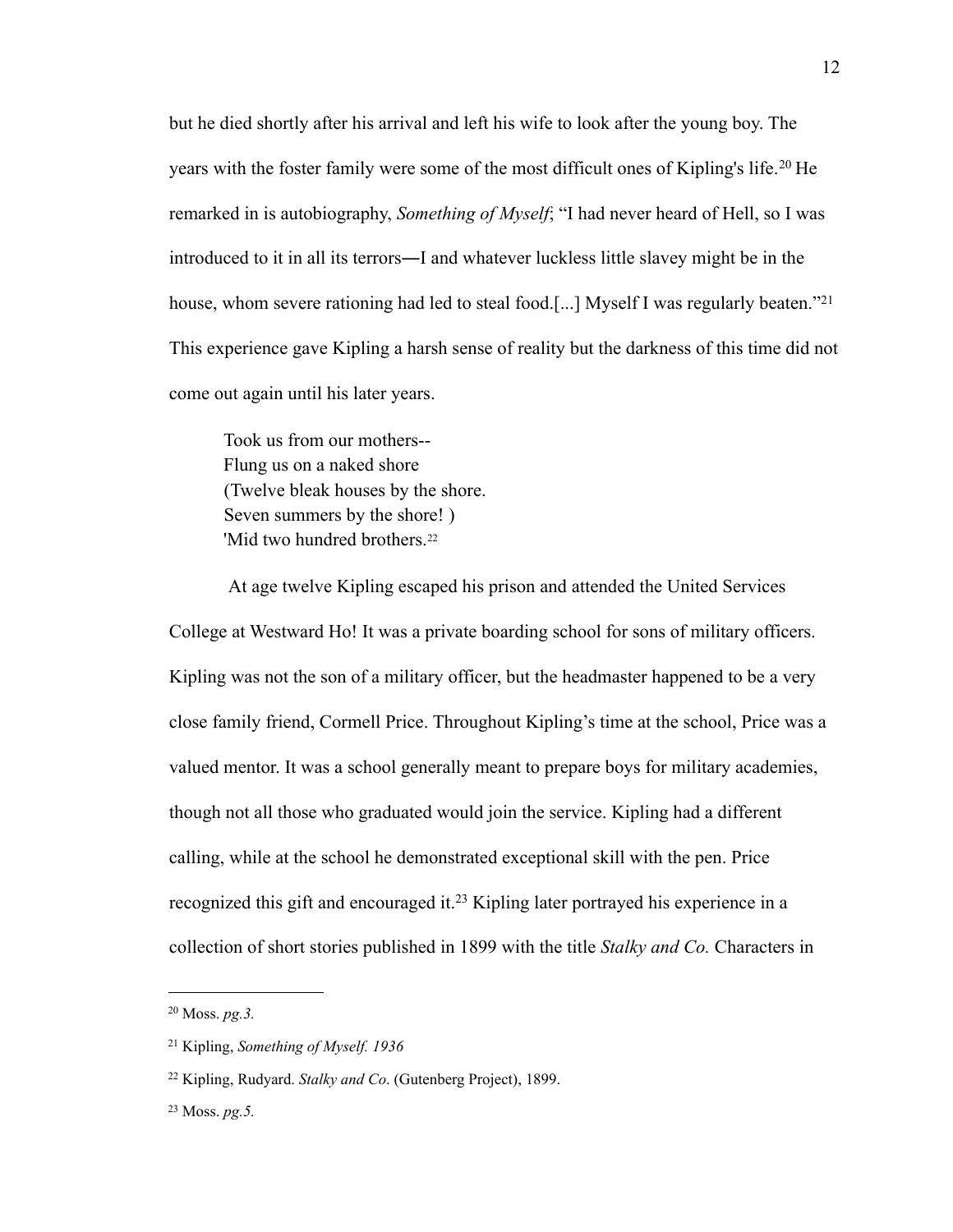but he died shortly after his arrival and left his wife to look after the young boy. The years with the foster family were some of the most difficult ones of Kipling's life.[20] He remarked in is autobiography, *Something of Myself*; "I had never heard of Hell, so I was introduced to it in all its terrors―I and whatever luckless little slavey might be in the house, whom severe rationing had led to steal food.[...] Myself I was regularly beaten."[21] This experience gave Kipling a harsh sense of reality but the darkness of this time did not come out again until his later years.

> Took us from our mothers--  
> Flung us on a naked shore  
> (Twelve bleak houses by the shore.  
> Seven summers by the shore! )  
> 'Mid two hundred brothers.[22]

At age twelve Kipling escaped his prison and attended the United Services College at Westward Ho! It was a private boarding school for sons of military officers. Kipling was not the son of a military officer, but the headmaster happened to be a very close family friend, Cormell Price. Throughout Kipling's time at the school, Price was a valued mentor. It was a school generally meant to prepare boys for military academies, though not all those who graduated would join the service. Kipling had a different calling, while at the school he demonstrated exceptional skill with the pen. Price recognized this gift and encouraged it.[23] Kipling later portrayed his experience in a collection of short stories published in 1899 with the title *Stalky and Co.* Characters in

---

[20] Moss. *pg.3.*

[21] Kipling, *Something of Myself. 1936*

[22] Kipling, Rudyard. *Stalky and Co*. (Gutenberg Project), 1899.

[23] Moss. *pg.5.*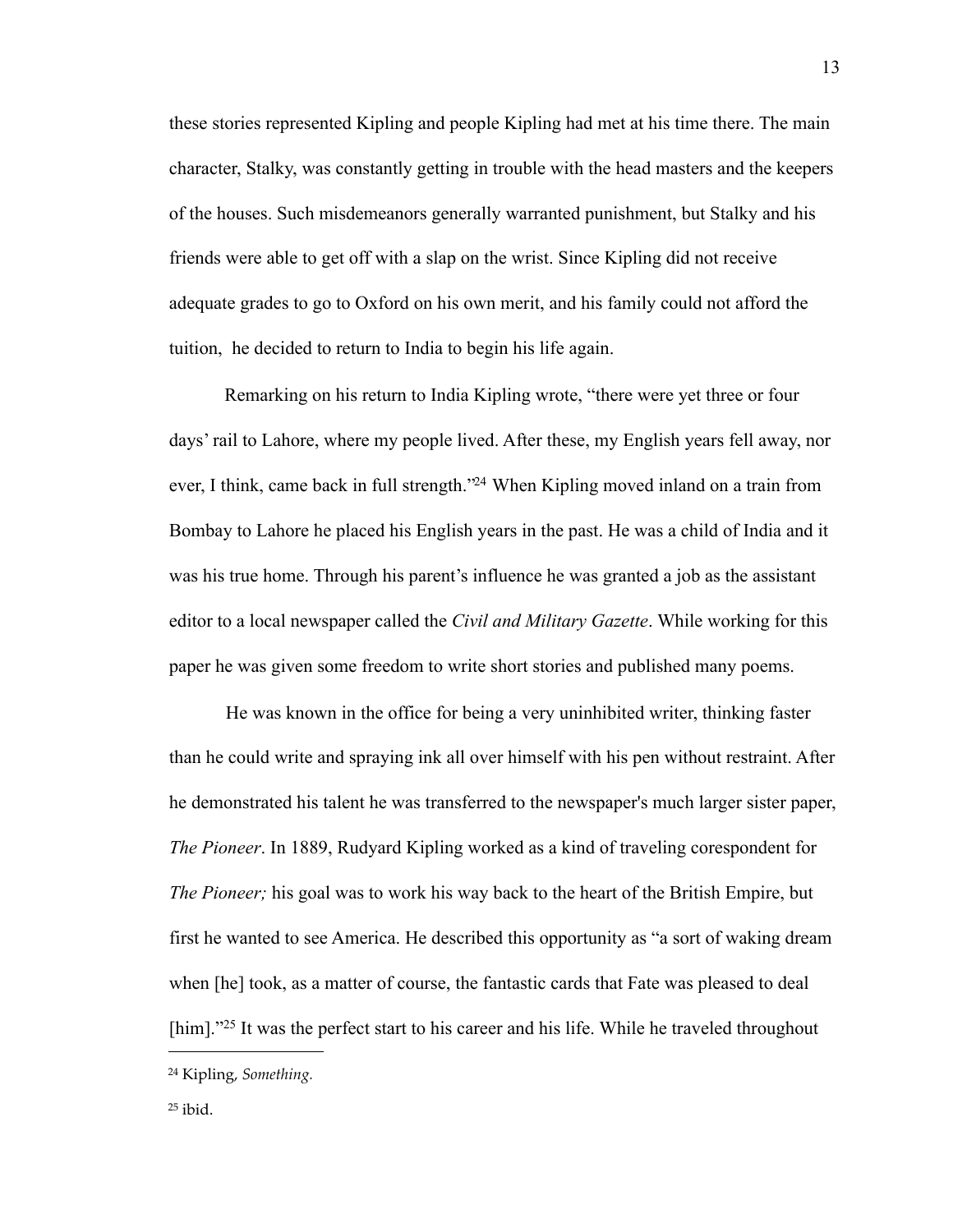these stories represented Kipling and people Kipling had met at his time there. The main character, Stalky, was constantly getting in trouble with the head masters and the keepers of the houses. Such misdemeanors generally warranted punishment, but Stalky and his friends were able to get off with a slap on the wrist. Since Kipling did not receive adequate grades to go to Oxford on his own merit, and his family could not afford the tuition, he decided to return to India to begin his life again.

Remarking on his return to India Kipling wrote, "there were yet three or four days' rail to Lahore, where my people lived. After these, my English years fell away, nor ever, I think, came back in full strength."[24] When Kipling moved inland on a train from Bombay to Lahore he placed his English years in the past. He was a child of India and it was his true home. Through his parent's influence he was granted a job as the assistant editor to a local newspaper called the *Civil and Military Gazette*. While working for this paper he was given some freedom to write short stories and published many poems.

He was known in the office for being a very uninhibited writer, thinking faster than he could write and spraying ink all over himself with his pen without restraint. After he demonstrated his talent he was transferred to the newspaper's much larger sister paper, *The Pioneer*. In 1889, Rudyard Kipling worked as a kind of traveling corespondent for *The Pioneer;* his goal was to work his way back to the heart of the British Empire, but first he wanted to see America. He described this opportunity as "a sort of waking dream when [he] took, as a matter of course, the fantastic cards that Fate was pleased to deal [him]."[25] It was the perfect start to his career and his life. While he traveled throughout

---

[24] Kipling, *Something*.

[25] ibid.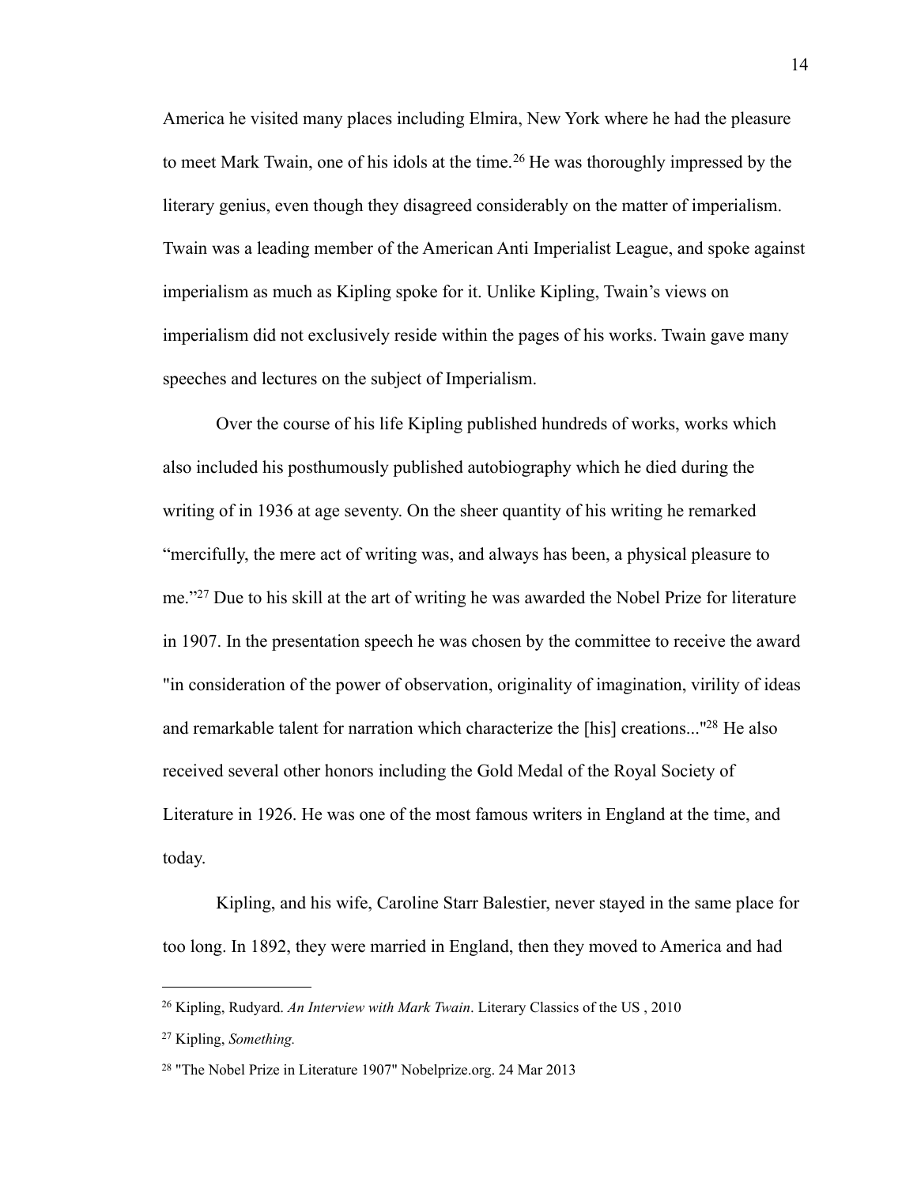America he visited many places including Elmira, New York where he had the pleasure to meet Mark Twain, one of his idols at the time.[26] He was thoroughly impressed by the literary genius, even though they disagreed considerably on the matter of imperialism. Twain was a leading member of the American Anti Imperialist League, and spoke against imperialism as much as Kipling spoke for it. Unlike Kipling, Twain's views on imperialism did not exclusively reside within the pages of his works. Twain gave many speeches and lectures on the subject of Imperialism.

Over the course of his life Kipling published hundreds of works, works which also included his posthumously published autobiography which he died during the writing of in 1936 at age seventy. On the sheer quantity of his writing he remarked "mercifully, the mere act of writing was, and always has been, a physical pleasure to me."[27] Due to his skill at the art of writing he was awarded the Nobel Prize for literature in 1907. In the presentation speech he was chosen by the committee to receive the award "in consideration of the power of observation, originality of imagination, virility of ideas and remarkable talent for narration which characterize the [his] creations..."[28] He also received several other honors including the Gold Medal of the Royal Society of Literature in 1926. He was one of the most famous writers in England at the time, and today.

Kipling, and his wife, Caroline Starr Balestier, never stayed in the same place for too long. In 1892, they were married in England, then they moved to America and had

---

[26] Kipling, Rudyard. *An Interview with Mark Twain*. Literary Classics of the US , 2010

[27] Kipling, *Something.*

[28] "The Nobel Prize in Literature 1907" Nobelprize.org. 24 Mar 2013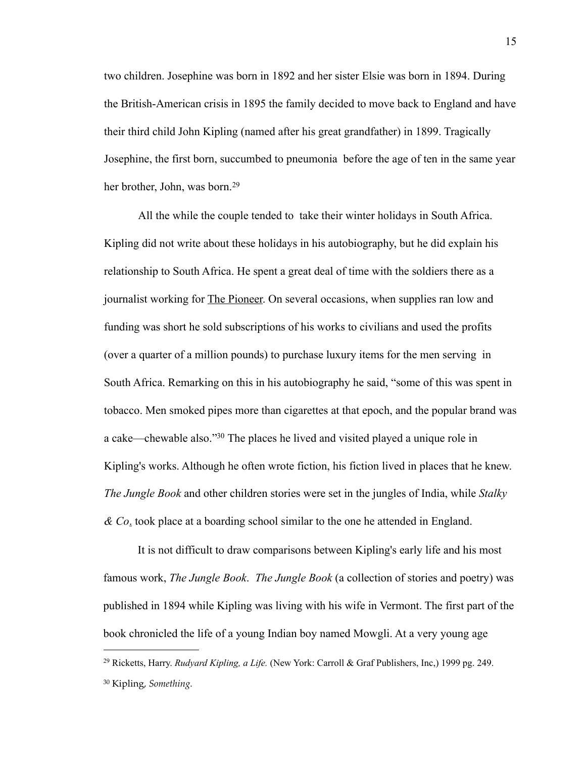two children. Josephine was born in 1892 and her sister Elsie was born in 1894. During the British-American crisis in 1895 the family decided to move back to England and have their third child John Kipling (named after his great grandfather) in 1899. Tragically Josephine, the first born, succumbed to pneumonia before the age of ten in the same year her brother, John, was born.[29]

All the while the couple tended to take their winter holidays in South Africa. Kipling did not write about these holidays in his autobiography, but he did explain his relationship to South Africa. He spent a great deal of time with the soldiers there as a journalist working for The Pioneer. On several occasions, when supplies ran low and funding was short he sold subscriptions of his works to civilians and used the profits (over a quarter of a million pounds) to purchase luxury items for the men serving in South Africa. Remarking on this in his autobiography he said, "some of this was spent in tobacco. Men smoked pipes more than cigarettes at that epoch, and the popular brand was a cake—chewable also."[30] The places he lived and visited played a unique role in Kipling's works. Although he often wrote fiction, his fiction lived in places that he knew. *The Jungle Book* and other children stories were set in the jungles of India, while *Stalky & Co*. took place at a boarding school similar to the one he attended in England.

It is not difficult to draw comparisons between Kipling's early life and his most famous work, *The Jungle Book*. *The Jungle Book* (a collection of stories and poetry) was published in 1894 while Kipling was living with his wife in Vermont. The first part of the book chronicled the life of a young Indian boy named Mowgli. At a very young age

---

[29] Ricketts, Harry. *Rudyard Kipling, a Life.* (New York: Carroll & Graf Publishers, Inc,) 1999 pg. 249.

[30] Kipling, *Something.*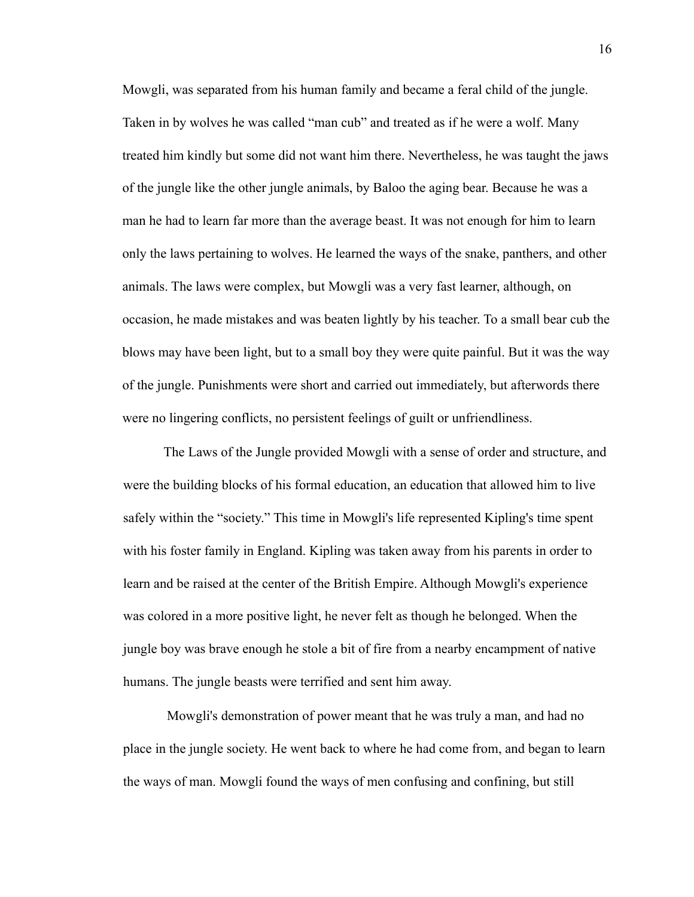Mowgli, was separated from his human family and became a feral child of the jungle. Taken in by wolves he was called "man cub" and treated as if he were a wolf. Many treated him kindly but some did not want him there. Nevertheless, he was taught the jaws of the jungle like the other jungle animals, by Baloo the aging bear. Because he was a man he had to learn far more than the average beast. It was not enough for him to learn only the laws pertaining to wolves. He learned the ways of the snake, panthers, and other animals. The laws were complex, but Mowgli was a very fast learner, although, on occasion, he made mistakes and was beaten lightly by his teacher. To a small bear cub the blows may have been light, but to a small boy they were quite painful. But it was the way of the jungle. Punishments were short and carried out immediately, but afterwords there were no lingering conflicts, no persistent feelings of guilt or unfriendliness.

The Laws of the Jungle provided Mowgli with a sense of order and structure, and were the building blocks of his formal education, an education that allowed him to live safely within the "society." This time in Mowgli's life represented Kipling's time spent with his foster family in England. Kipling was taken away from his parents in order to learn and be raised at the center of the British Empire. Although Mowgli's experience was colored in a more positive light, he never felt as though he belonged. When the jungle boy was brave enough he stole a bit of fire from a nearby encampment of native humans. The jungle beasts were terrified and sent him away.

Mowgli's demonstration of power meant that he was truly a man, and had no place in the jungle society. He went back to where he had come from, and began to learn the ways of man. Mowgli found the ways of men confusing and confining, but still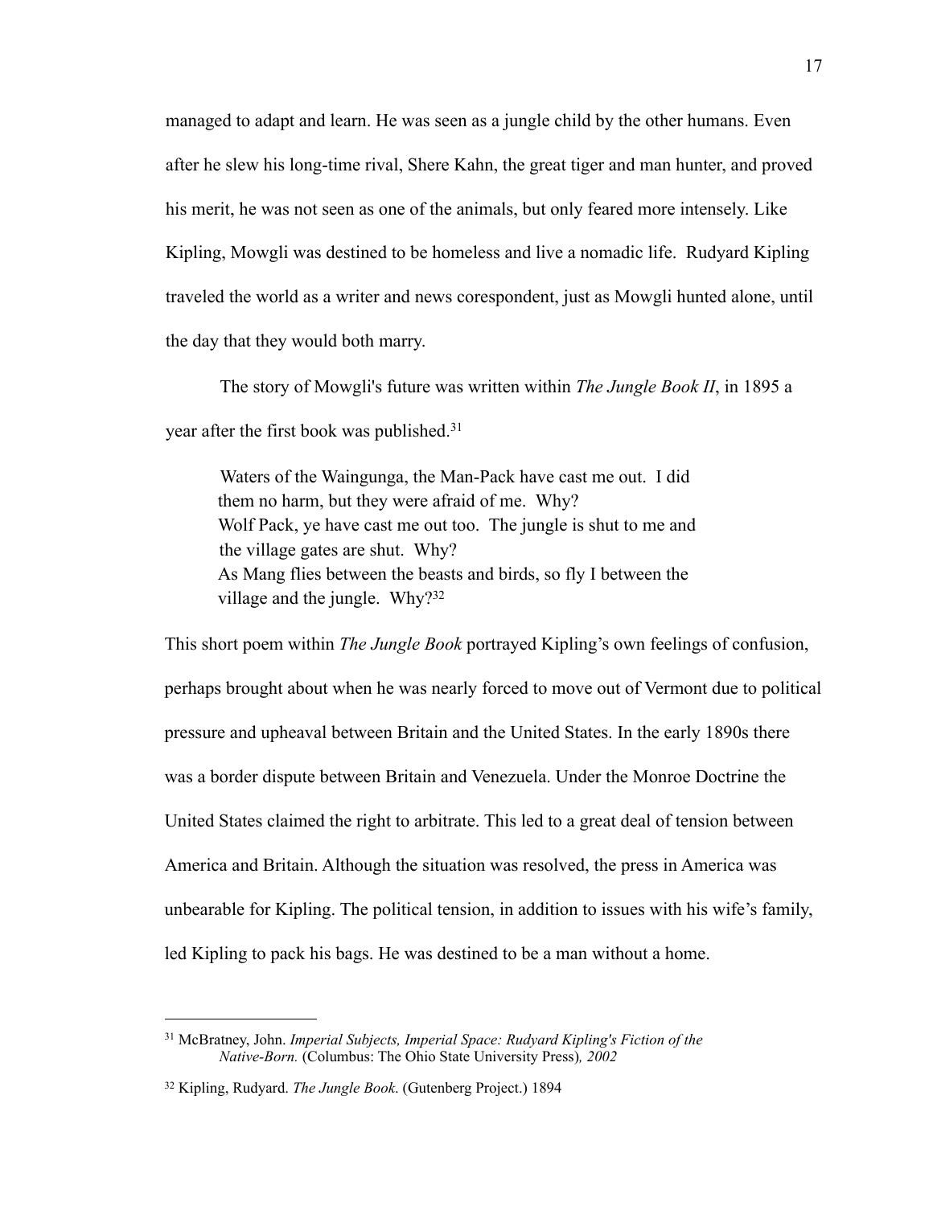managed to adapt and learn. He was seen as a jungle child by the other humans. Even after he slew his long-time rival, Shere Kahn, the great tiger and man hunter, and proved his merit, he was not seen as one of the animals, but only feared more intensely. Like Kipling, Mowgli was destined to be homeless and live a nomadic life. Rudyard Kipling traveled the world as a writer and news corespondent, just as Mowgli hunted alone, until the day that they would both marry.

The story of Mowgli's future was written within *The Jungle Book II*, in 1895 a year after the first book was published.[31]

> Waters of the Waingunga, the Man-Pack have cast me out. I did them no harm, but they were afraid of me. Why?
> Wolf Pack, ye have cast me out too. The jungle is shut to me and the village gates are shut. Why?
> As Mang flies between the beasts and birds, so fly I between the village and the jungle. Why?[32]

This short poem within *The Jungle Book* portrayed Kipling's own feelings of confusion, perhaps brought about when he was nearly forced to move out of Vermont due to political pressure and upheaval between Britain and the United States. In the early 1890s there was a border dispute between Britain and Venezuela. Under the Monroe Doctrine the United States claimed the right to arbitrate. This led to a great deal of tension between America and Britain. Although the situation was resolved, the press in America was unbearable for Kipling. The political tension, in addition to issues with his wife's family, led Kipling to pack his bags. He was destined to be a man without a home.

---

[31] McBratney, John. *Imperial Subjects, Imperial Space: Rudyard Kipling's Fiction of the Native-Born.* (Columbus: The Ohio State University Press), *2002*

[32] Kipling, Rudyard. *The Jungle Book*. (Gutenberg Project.) 1894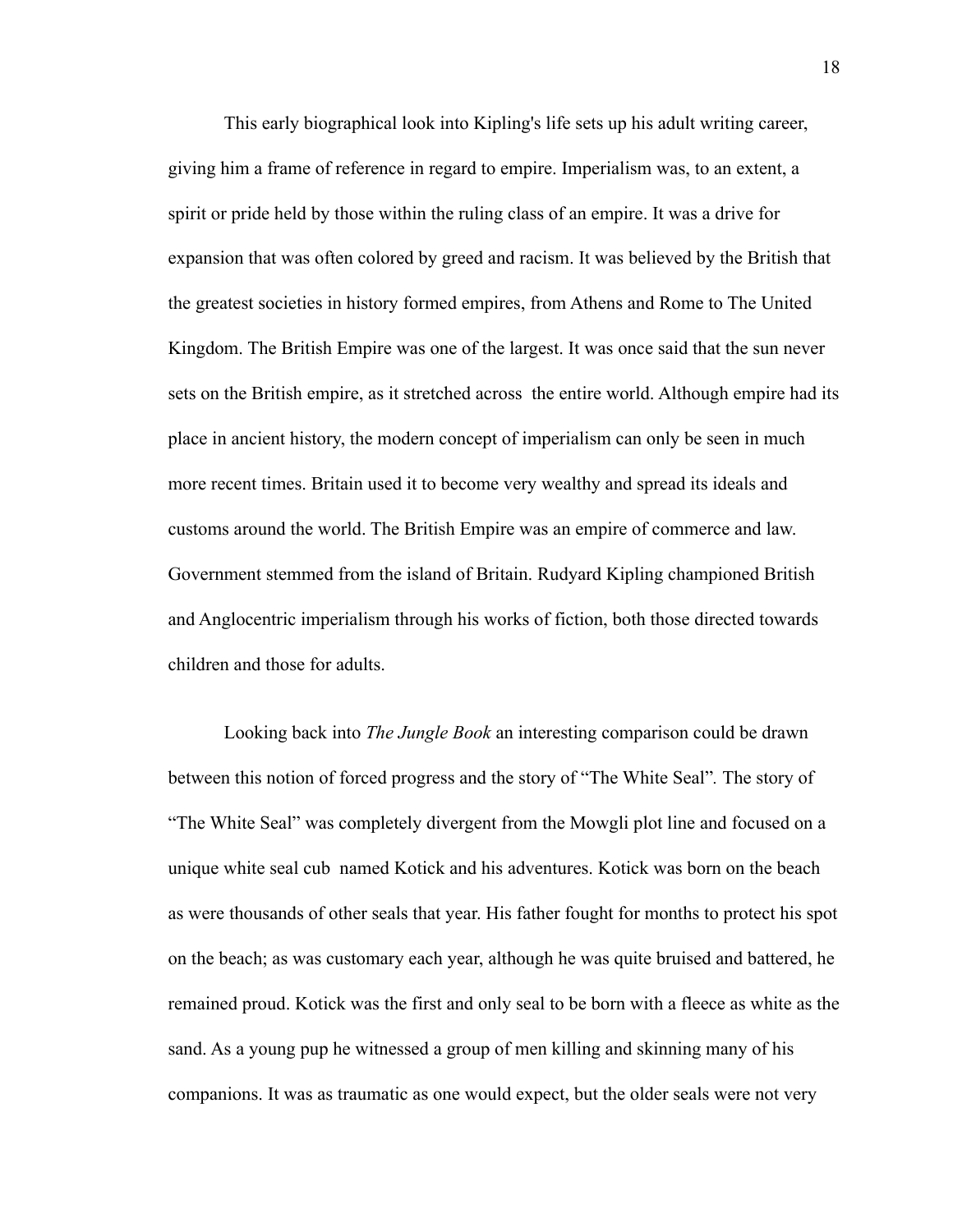This early biographical look into Kipling's life sets up his adult writing career, giving him a frame of reference in regard to empire. Imperialism was, to an extent, a spirit or pride held by those within the ruling class of an empire. It was a drive for expansion that was often colored by greed and racism. It was believed by the British that the greatest societies in history formed empires, from Athens and Rome to The United Kingdom. The British Empire was one of the largest. It was once said that the sun never sets on the British empire, as it stretched across the entire world. Although empire had its place in ancient history, the modern concept of imperialism can only be seen in much more recent times. Britain used it to become very wealthy and spread its ideals and customs around the world. The British Empire was an empire of commerce and law. Government stemmed from the island of Britain. Rudyard Kipling championed British and Anglocentric imperialism through his works of fiction, both those directed towards children and those for adults.

Looking back into *The Jungle Book* an interesting comparison could be drawn between this notion of forced progress and the story of "The White Seal". The story of "The White Seal" was completely divergent from the Mowgli plot line and focused on a unique white seal cub named Kotick and his adventures. Kotick was born on the beach as were thousands of other seals that year. His father fought for months to protect his spot on the beach; as was customary each year, although he was quite bruised and battered, he remained proud. Kotick was the first and only seal to be born with a fleece as white as the sand. As a young pup he witnessed a group of men killing and skinning many of his companions. It was as traumatic as one would expect, but the older seals were not very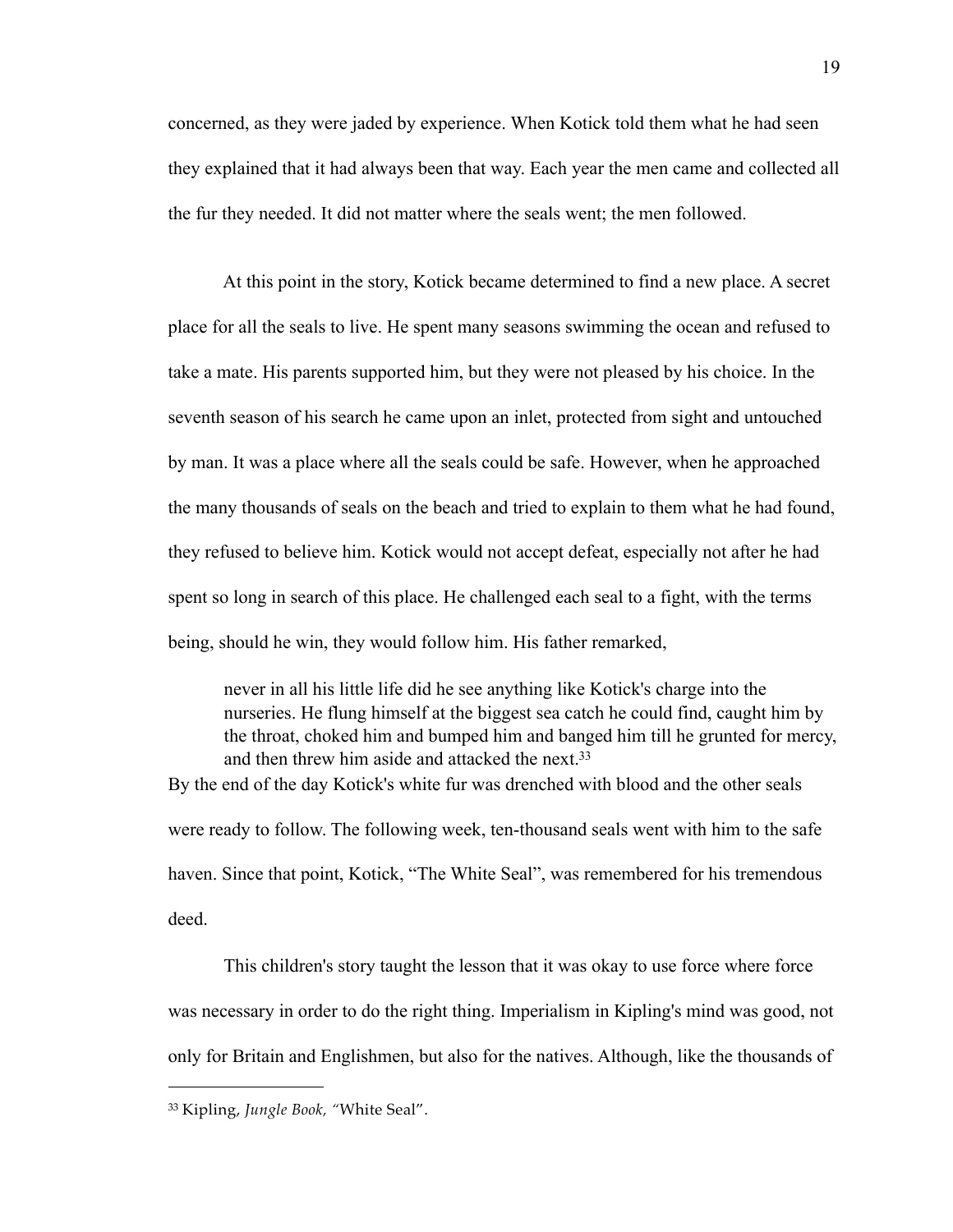concerned, as they were jaded by experience. When Kotick told them what he had seen they explained that it had always been that way. Each year the men came and collected all the fur they needed. It did not matter where the seals went; the men followed.

At this point in the story, Kotick became determined to find a new place. A secret place for all the seals to live. He spent many seasons swimming the ocean and refused to take a mate. His parents supported him, but they were not pleased by his choice. In the seventh season of his search he came upon an inlet, protected from sight and untouched by man. It was a place where all the seals could be safe. However, when he approached the many thousands of seals on the beach and tried to explain to them what he had found, they refused to believe him. Kotick would not accept defeat, especially not after he had spent so long in search of this place. He challenged each seal to a fight, with the terms being, should he win, they would follow him. His father remarked,

> never in all his little life did he see anything like Kotick's charge into the nurseries. He flung himself at the biggest sea catch he could find, caught him by the throat, choked him and bumped him and banged him till he grunted for mercy, and then threw him aside and attacked the next.[33]

By the end of the day Kotick's white fur was drenched with blood and the other seals were ready to follow. The following week, ten-thousand seals went with him to the safe haven. Since that point, Kotick, "The White Seal", was remembered for his tremendous deed.

This children's story taught the lesson that it was okay to use force where force was necessary in order to do the right thing. Imperialism in Kipling's mind was good, not only for Britain and Englishmen, but also for the natives. Although, like the thousands of

---

[33] Kipling, *Jungle Book, "*White Seal".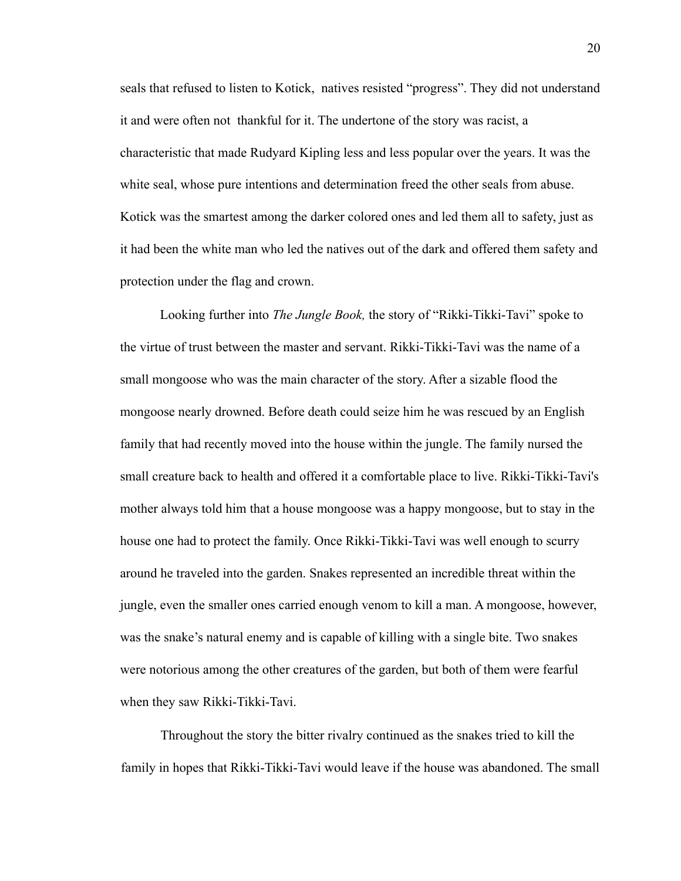seals that refused to listen to Kotick, natives resisted "progress". They did not understand it and were often not thankful for it. The undertone of the story was racist, a characteristic that made Rudyard Kipling less and less popular over the years. It was the white seal, whose pure intentions and determination freed the other seals from abuse. Kotick was the smartest among the darker colored ones and led them all to safety, just as it had been the white man who led the natives out of the dark and offered them safety and protection under the flag and crown.

Looking further into *The Jungle Book,* the story of "Rikki-Tikki-Tavi" spoke to the virtue of trust between the master and servant. Rikki-Tikki-Tavi was the name of a small mongoose who was the main character of the story. After a sizable flood the mongoose nearly drowned. Before death could seize him he was rescued by an English family that had recently moved into the house within the jungle. The family nursed the small creature back to health and offered it a comfortable place to live. Rikki-Tikki-Tavi's mother always told him that a house mongoose was a happy mongoose, but to stay in the house one had to protect the family. Once Rikki-Tikki-Tavi was well enough to scurry around he traveled into the garden. Snakes represented an incredible threat within the jungle, even the smaller ones carried enough venom to kill a man. A mongoose, however, was the snake's natural enemy and is capable of killing with a single bite. Two snakes were notorious among the other creatures of the garden, but both of them were fearful when they saw Rikki-Tikki-Tavi.

Throughout the story the bitter rivalry continued as the snakes tried to kill the family in hopes that Rikki-Tikki-Tavi would leave if the house was abandoned. The small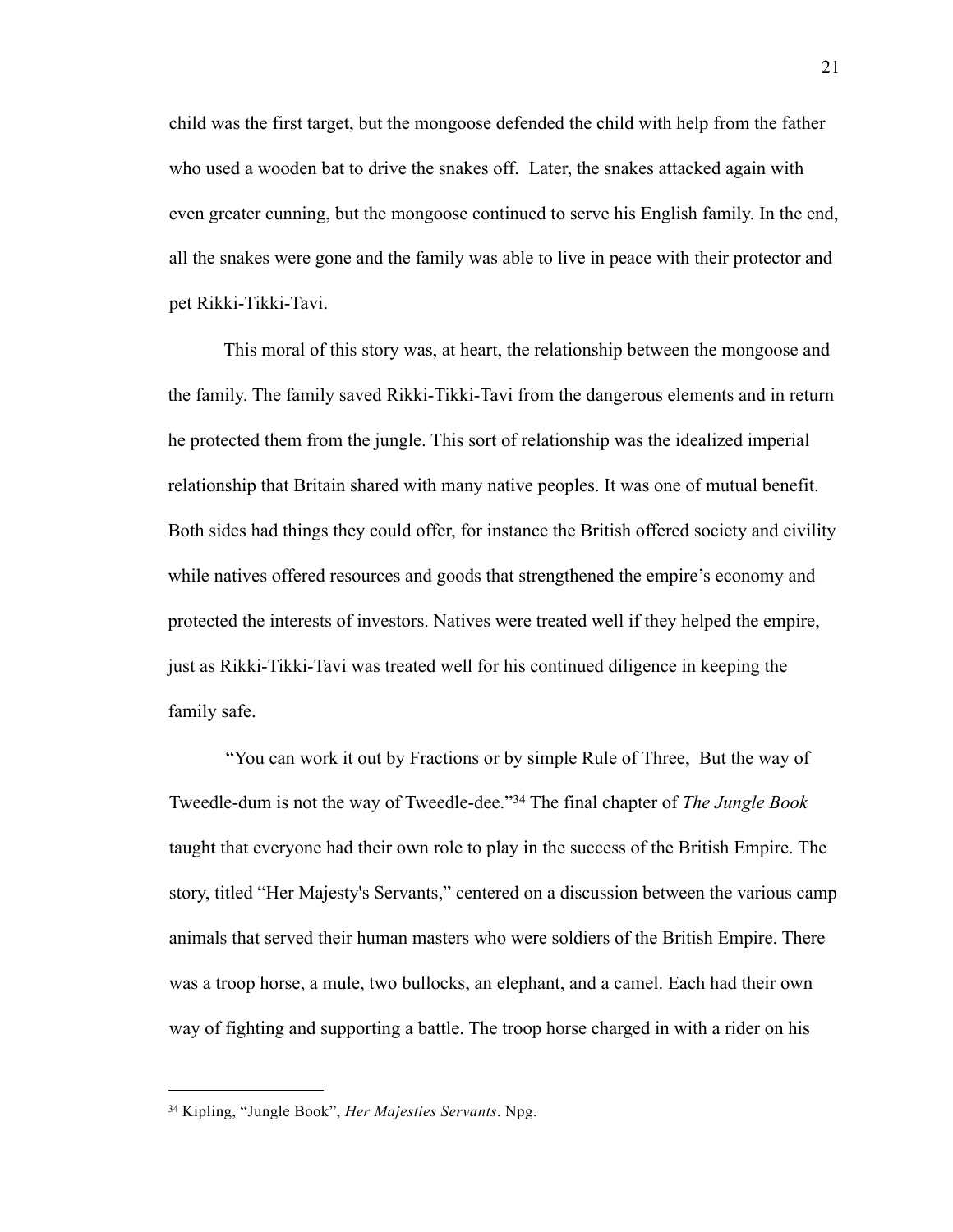child was the first target, but the mongoose defended the child with help from the father who used a wooden bat to drive the snakes off.  Later, the snakes attacked again with even greater cunning, but the mongoose continued to serve his English family. In the end, all the snakes were gone and the family was able to live in peace with their protector and pet Rikki-Tikki-Tavi.

This moral of this story was, at heart, the relationship between the mongoose and the family. The family saved Rikki-Tikki-Tavi from the dangerous elements and in return he protected them from the jungle. This sort of relationship was the idealized imperial relationship that Britain shared with many native peoples. It was one of mutual benefit. Both sides had things they could offer, for instance the British offered society and civility while natives offered resources and goods that strengthened the empire's economy and protected the interests of investors. Natives were treated well if they helped the empire, just as Rikki-Tikki-Tavi was treated well for his continued diligence in keeping the family safe.

"You can work it out by Fractions or by simple Rule of Three,  But the way of Tweedle-dum is not the way of Tweedle-dee."[34] The final chapter of *The Jungle Book* taught that everyone had their own role to play in the success of the British Empire. The story, titled "Her Majesty's Servants," centered on a discussion between the various camp animals that served their human masters who were soldiers of the British Empire. There was a troop horse, a mule, two bullocks, an elephant, and a camel. Each had their own way of fighting and supporting a battle. The troop horse charged in with a rider on his

---

[34] Kipling, "Jungle Book", *Her Majesties Servants*. Npg.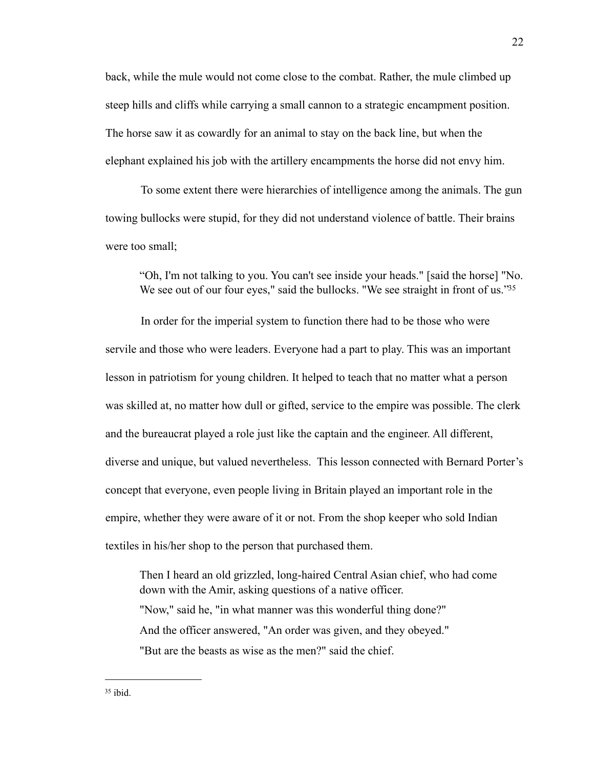back, while the mule would not come close to the combat. Rather, the mule climbed up steep hills and cliffs while carrying a small cannon to a strategic encampment position. The horse saw it as cowardly for an animal to stay on the back line, but when the elephant explained his job with the artillery encampments the horse did not envy him.

To some extent there were hierarchies of intelligence among the animals. The gun towing bullocks were stupid, for they did not understand violence of battle. Their brains were too small;

> "Oh, I'm not talking to you. You can't see inside your heads." [said the horse] "No. We see out of our four eyes," said the bullocks. "We see straight in front of us."[35]

In order for the imperial system to function there had to be those who were servile and those who were leaders. Everyone had a part to play. This was an important lesson in patriotism for young children. It helped to teach that no matter what a person was skilled at, no matter how dull or gifted, service to the empire was possible. The clerk and the bureaucrat played a role just like the captain and the engineer. All different, diverse and unique, but valued nevertheless. This lesson connected with Bernard Porter's concept that everyone, even people living in Britain played an important role in the empire, whether they were aware of it or not. From the shop keeper who sold Indian textiles in his/her shop to the person that purchased them.

> Then I heard an old grizzled, long-haired Central Asian chief, who had come down with the Amir, asking questions of a native officer.
>
> "Now," said he, "in what manner was this wonderful thing done?"
>
> And the officer answered, "An order was given, and they obeyed."
>
> "But are the beasts as wise as the men?" said the chief.

---

[35] ibid.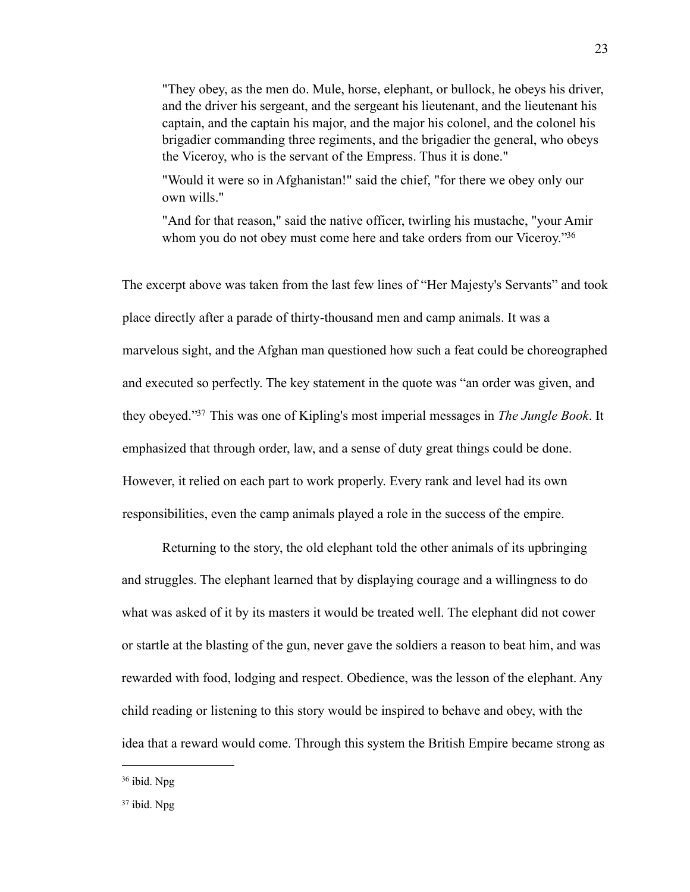> "They obey, as the men do. Mule, horse, elephant, or bullock, he obeys his driver, and the driver his sergeant, and the sergeant his lieutenant, and the lieutenant his captain, and the captain his major, and the major his colonel, and the colonel his brigadier commanding three regiments, and the brigadier the general, who obeys the Viceroy, who is the servant of the Empress. Thus it is done."
>
> "Would it were so in Afghanistan!" said the chief, "for there we obey only our own wills."
>
> "And for that reason," said the native officer, twirling his mustache, "your Amir whom you do not obey must come here and take orders from our Viceroy."[36]

The excerpt above was taken from the last few lines of "Her Majesty's Servants" and took place directly after a parade of thirty-thousand men and camp animals. It was a marvelous sight, and the Afghan man questioned how such a feat could be choreographed and executed so perfectly. The key statement in the quote was "an order was given, and they obeyed."[37] This was one of Kipling's most imperial messages in *The Jungle Book*. It emphasized that through order, law, and a sense of duty great things could be done. However, it relied on each part to work properly. Every rank and level had its own responsibilities, even the camp animals played a role in the success of the empire.

Returning to the story, the old elephant told the other animals of its upbringing and struggles. The elephant learned that by displaying courage and a willingness to do what was asked of it by its masters it would be treated well. The elephant did not cower or startle at the blasting of the gun, never gave the soldiers a reason to beat him, and was rewarded with food, lodging and respect. Obedience, was the lesson of the elephant. Any child reading or listening to this story would be inspired to behave and obey, with the idea that a reward would come. Through this system the British Empire became strong as

---

[36] ibid. Npg

[37] ibid. Npg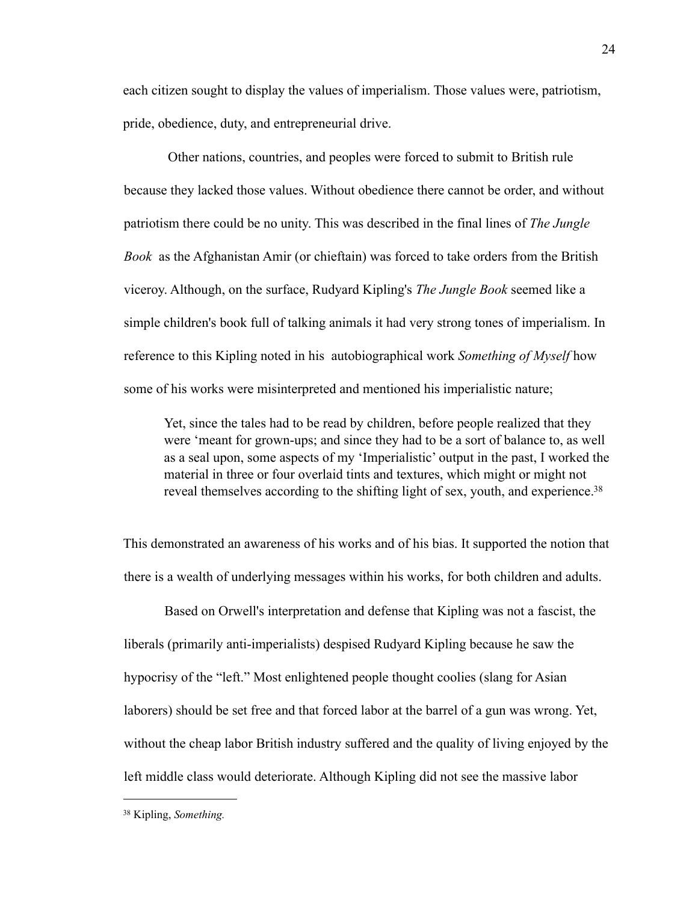each citizen sought to display the values of imperialism. Those values were, patriotism, pride, obedience, duty, and entrepreneurial drive.

Other nations, countries, and peoples were forced to submit to British rule because they lacked those values. Without obedience there cannot be order, and without patriotism there could be no unity. This was described in the final lines of *The Jungle Book* as the Afghanistan Amir (or chieftain) was forced to take orders from the British viceroy. Although, on the surface, Rudyard Kipling's *The Jungle Book* seemed like a simple children's book full of talking animals it had very strong tones of imperialism. In reference to this Kipling noted in his autobiographical work *Something of Myself* how some of his works were misinterpreted and mentioned his imperialistic nature;

> Yet, since the tales had to be read by children, before people realized that they were 'meant for grown-ups; and since they had to be a sort of balance to, as well as a seal upon, some aspects of my 'Imperialistic' output in the past, I worked the material in three or four overlaid tints and textures, which might or might not reveal themselves according to the shifting light of sex, youth, and experience.[38]

This demonstrated an awareness of his works and of his bias. It supported the notion that there is a wealth of underlying messages within his works, for both children and adults.

Based on Orwell's interpretation and defense that Kipling was not a fascist, the liberals (primarily anti-imperialists) despised Rudyard Kipling because he saw the hypocrisy of the "left." Most enlightened people thought coolies (slang for Asian laborers) should be set free and that forced labor at the barrel of a gun was wrong. Yet, without the cheap labor British industry suffered and the quality of living enjoyed by the left middle class would deteriorate. Although Kipling did not see the massive labor

---

[38] Kipling, *Something.*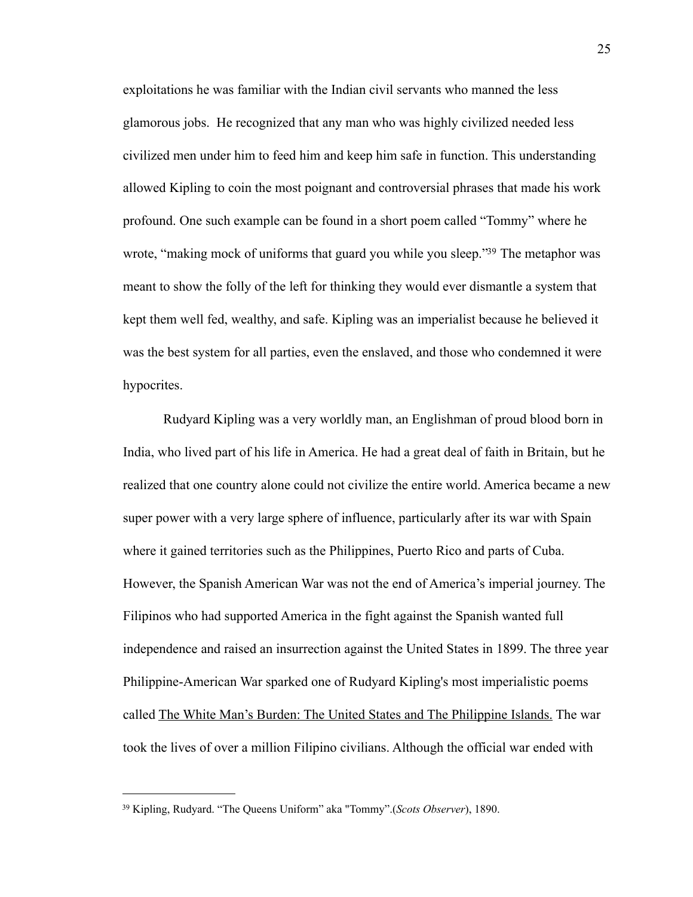exploitations he was familiar with the Indian civil servants who manned the less glamorous jobs. He recognized that any man who was highly civilized needed less civilized men under him to feed him and keep him safe in function. This understanding allowed Kipling to coin the most poignant and controversial phrases that made his work profound. One such example can be found in a short poem called "Tommy" where he wrote, "making mock of uniforms that guard you while you sleep."[39] The metaphor was meant to show the folly of the left for thinking they would ever dismantle a system that kept them well fed, wealthy, and safe. Kipling was an imperialist because he believed it was the best system for all parties, even the enslaved, and those who condemned it were hypocrites.

Rudyard Kipling was a very worldly man, an Englishman of proud blood born in India, who lived part of his life in America. He had a great deal of faith in Britain, but he realized that one country alone could not civilize the entire world. America became a new super power with a very large sphere of influence, particularly after its war with Spain where it gained territories such as the Philippines, Puerto Rico and parts of Cuba. However, the Spanish American War was not the end of America's imperial journey. The Filipinos who had supported America in the fight against the Spanish wanted full independence and raised an insurrection against the United States in 1899. The three year Philippine-American War sparked one of Rudyard Kipling's most imperialistic poems called <u>The White Man's Burden: The United States and The Philippine Islands.</u> The war took the lives of over a million Filipino civilians. Although the official war ended with

---

[39] Kipling, Rudyard. "The Queens Uniform" aka "Tommy".(*Scots Observer*), 1890.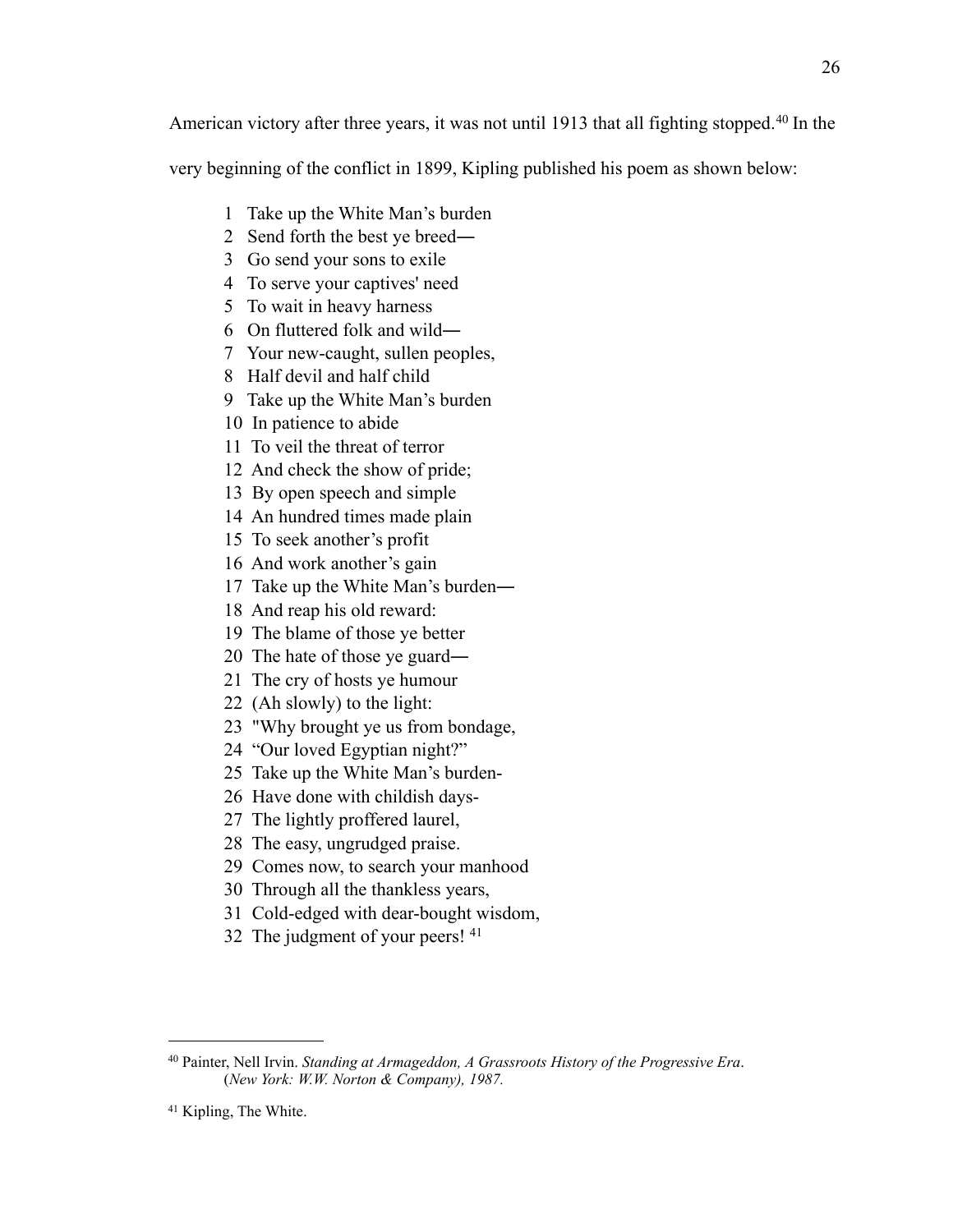American victory after three years, it was not until 1913 that all fighting stopped.[40] In the very beginning of the conflict in 1899, Kipling published his poem as shown below:

1  Take up the White Man's burden  
2  Send forth the best ye breed—  
3  Go send your sons to exile  
4  To serve your captives' need  
5  To wait in heavy harness  
6  On fluttered folk and wild—  
7  Your new-caught, sullen peoples,  
8  Half devil and half child  
9  Take up the White Man's burden  
10  In patience to abide  
11  To veil the threat of terror  
12  And check the show of pride;  
13  By open speech and simple  
14  An hundred times made plain  
15  To seek another's profit  
16  And work another's gain  
17  Take up the White Man's burden—  
18  And reap his old reward:  
19  The blame of those ye better  
20  The hate of those ye guard—  
21  The cry of hosts ye humour  
22  (Ah slowly) to the light:  
23  "Why brought ye us from bondage,  
24  "Our loved Egyptian night?"  
25  Take up the White Man's burden-  
26  Have done with childish days-  
27  The lightly proffered laurel,  
28  The easy, ungrudged praise.  
29  Comes now, to search your manhood  
30  Through all the thankless years,  
31  Cold-edged with dear-bought wisdom,  
32  The judgment of your peers! [41]

---

[40] Painter, Nell Irvin. *Standing at Armageddon, A Grassroots History of the Progressive Era*. (*New York: W.W. Norton & Company), 1987.*

[41] Kipling, The White.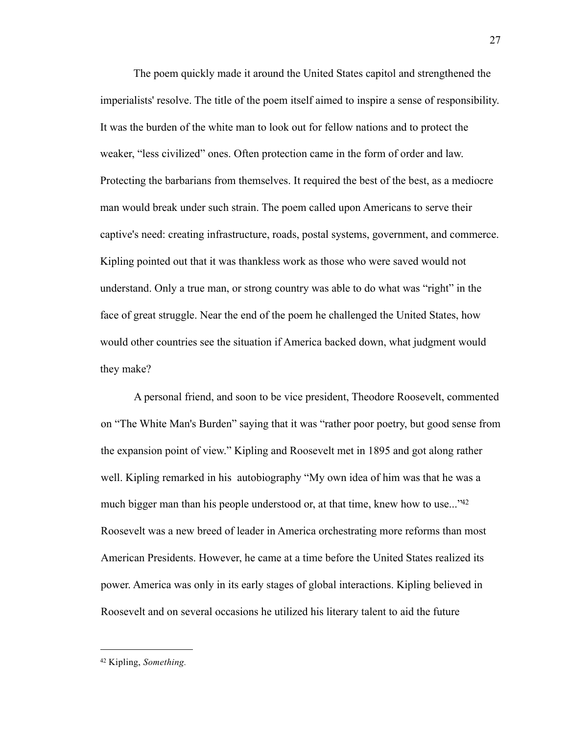The poem quickly made it around the United States capitol and strengthened the imperialists' resolve. The title of the poem itself aimed to inspire a sense of responsibility. It was the burden of the white man to look out for fellow nations and to protect the weaker, "less civilized" ones. Often protection came in the form of order and law. Protecting the barbarians from themselves. It required the best of the best, as a mediocre man would break under such strain. The poem called upon Americans to serve their captive's need: creating infrastructure, roads, postal systems, government, and commerce. Kipling pointed out that it was thankless work as those who were saved would not understand. Only a true man, or strong country was able to do what was "right" in the face of great struggle. Near the end of the poem he challenged the United States, how would other countries see the situation if America backed down, what judgment would they make?

A personal friend, and soon to be vice president, Theodore Roosevelt, commented on "The White Man's Burden" saying that it was "rather poor poetry, but good sense from the expansion point of view." Kipling and Roosevelt met in 1895 and got along rather well. Kipling remarked in his autobiography "My own idea of him was that he was a much bigger man than his people understood or, at that time, knew how to use..."[42] Roosevelt was a new breed of leader in America orchestrating more reforms than most American Presidents. However, he came at a time before the United States realized its power. America was only in its early stages of global interactions. Kipling believed in Roosevelt and on several occasions he utilized his literary talent to aid the future

---

[42] Kipling, *Something.*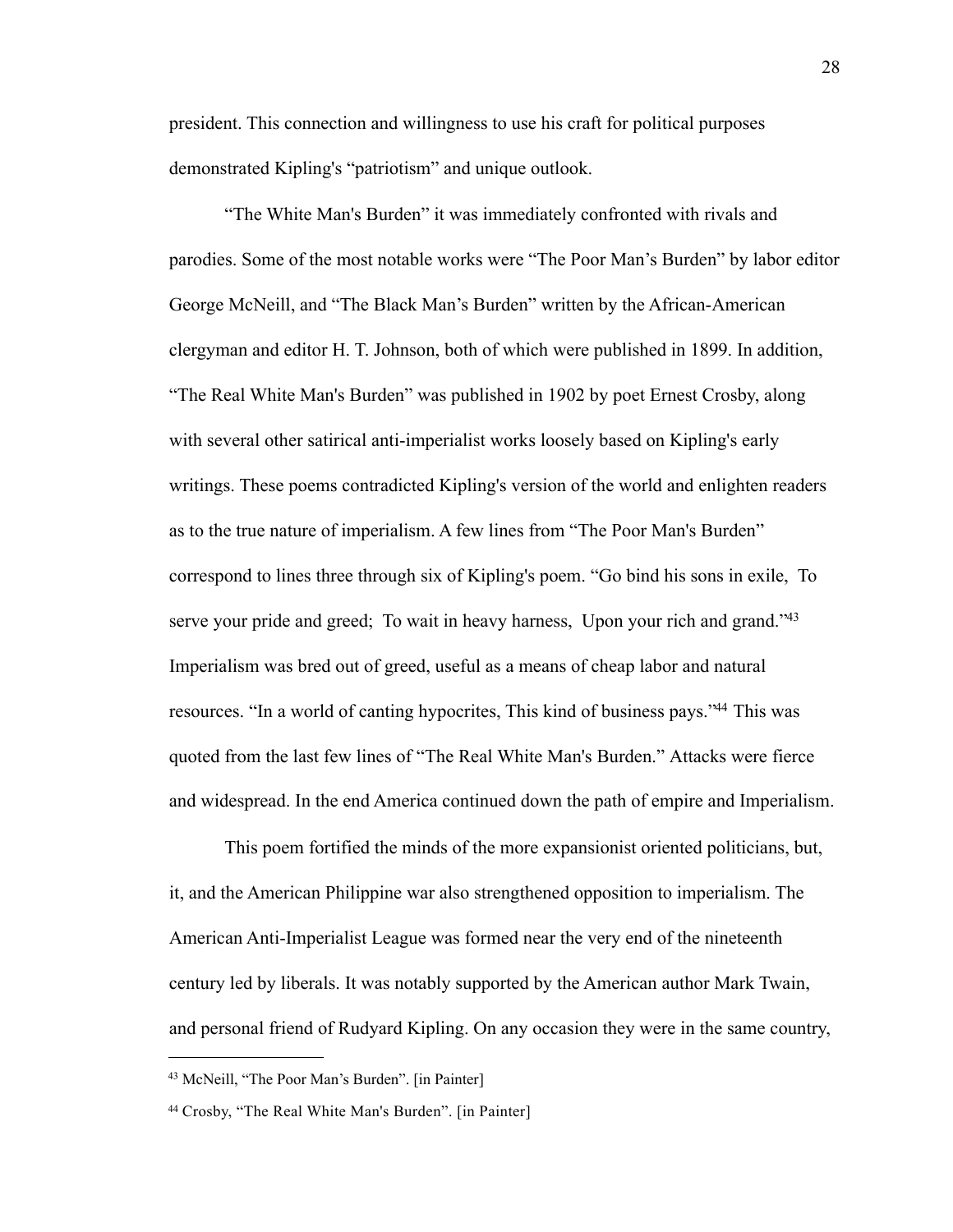president. This connection and willingness to use his craft for political purposes demonstrated Kipling's "patriotism" and unique outlook.

"The White Man's Burden" it was immediately confronted with rivals and parodies. Some of the most notable works were "The Poor Man's Burden" by labor editor George McNeill, and "The Black Man's Burden" written by the African-American clergyman and editor H. T. Johnson, both of which were published in 1899. In addition, "The Real White Man's Burden" was published in 1902 by poet Ernest Crosby, along with several other satirical anti-imperialist works loosely based on Kipling's early writings. These poems contradicted Kipling's version of the world and enlighten readers as to the true nature of imperialism. A few lines from "The Poor Man's Burden" correspond to lines three through six of Kipling's poem. "Go bind his sons in exile, To serve your pride and greed; To wait in heavy harness, Upon your rich and grand."[43] Imperialism was bred out of greed, useful as a means of cheap labor and natural resources. "In a world of canting hypocrites, This kind of business pays."[44] This was quoted from the last few lines of "The Real White Man's Burden." Attacks were fierce and widespread. In the end America continued down the path of empire and Imperialism.

This poem fortified the minds of the more expansionist oriented politicians, but, it, and the American Philippine war also strengthened opposition to imperialism. The American Anti-Imperialist League was formed near the very end of the nineteenth century led by liberals. It was notably supported by the American author Mark Twain, and personal friend of Rudyard Kipling. On any occasion they were in the same country,

---

[43] McNeill, "The Poor Man's Burden". [in Painter]

[44] Crosby, "The Real White Man's Burden". [in Painter]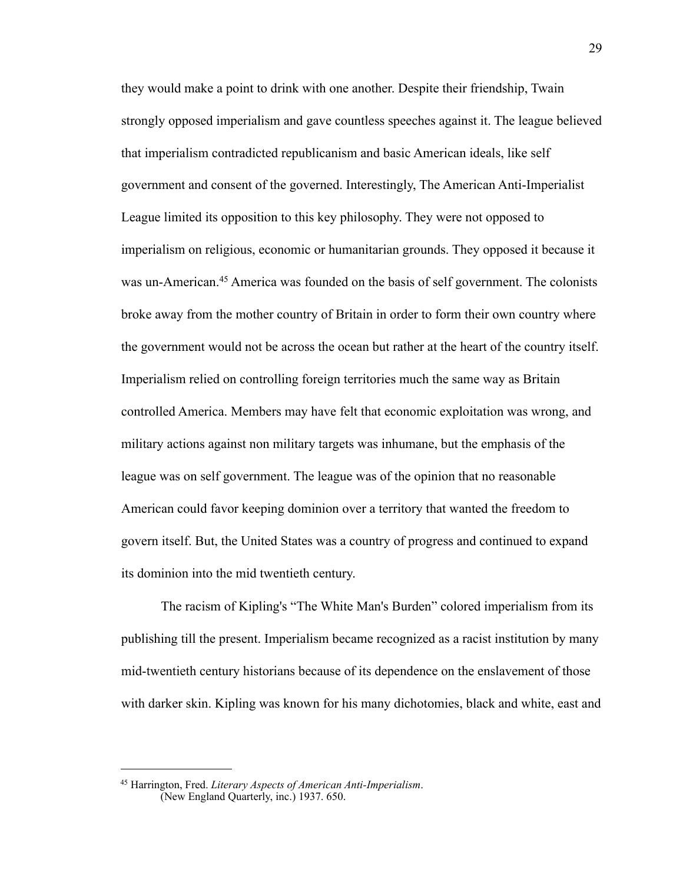they would make a point to drink with one another. Despite their friendship, Twain strongly opposed imperialism and gave countless speeches against it. The league believed that imperialism contradicted republicanism and basic American ideals, like self government and consent of the governed. Interestingly, The American Anti-Imperialist League limited its opposition to this key philosophy. They were not opposed to imperialism on religious, economic or humanitarian grounds. They opposed it because it was un-American.[45] America was founded on the basis of self government. The colonists broke away from the mother country of Britain in order to form their own country where the government would not be across the ocean but rather at the heart of the country itself. Imperialism relied on controlling foreign territories much the same way as Britain controlled America. Members may have felt that economic exploitation was wrong, and military actions against non military targets was inhumane, but the emphasis of the league was on self government. The league was of the opinion that no reasonable American could favor keeping dominion over a territory that wanted the freedom to govern itself. But, the United States was a country of progress and continued to expand its dominion into the mid twentieth century.

The racism of Kipling's "The White Man's Burden" colored imperialism from its publishing till the present. Imperialism became recognized as a racist institution by many mid-twentieth century historians because of its dependence on the enslavement of those with darker skin. Kipling was known for his many dichotomies, black and white, east and

---

[45] Harrington, Fred. *Literary Aspects of American Anti-Imperialism*. (New England Quarterly, inc.) 1937. 650.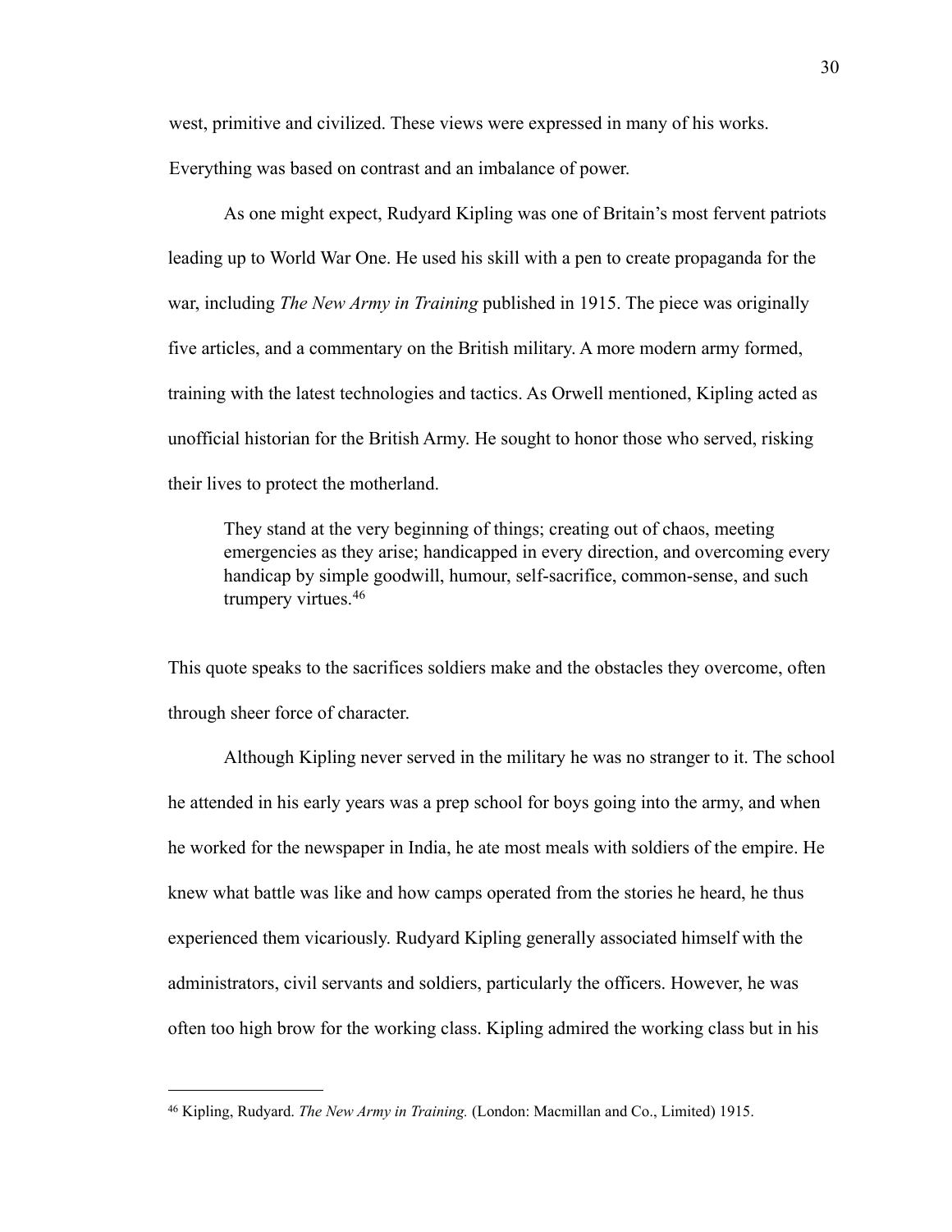west, primitive and civilized. These views were expressed in many of his works. Everything was based on contrast and an imbalance of power.

As one might expect, Rudyard Kipling was one of Britain's most fervent patriots leading up to World War One. He used his skill with a pen to create propaganda for the war, including *The New Army in Training* published in 1915. The piece was originally five articles, and a commentary on the British military. A more modern army formed, training with the latest technologies and tactics. As Orwell mentioned, Kipling acted as unofficial historian for the British Army. He sought to honor those who served, risking their lives to protect the motherland.

> They stand at the very beginning of things; creating out of chaos, meeting emergencies as they arise; handicapped in every direction, and overcoming every handicap by simple goodwill, humour, self-sacrifice, common-sense, and such trumpery virtues.[46]

This quote speaks to the sacrifices soldiers make and the obstacles they overcome, often through sheer force of character.

Although Kipling never served in the military he was no stranger to it. The school he attended in his early years was a prep school for boys going into the army, and when he worked for the newspaper in India, he ate most meals with soldiers of the empire. He knew what battle was like and how camps operated from the stories he heard, he thus experienced them vicariously. Rudyard Kipling generally associated himself with the administrators, civil servants and soldiers, particularly the officers. However, he was often too high brow for the working class. Kipling admired the working class but in his

---

[46] Kipling, Rudyard. *The New Army in Training.* (London: Macmillan and Co., Limited) 1915.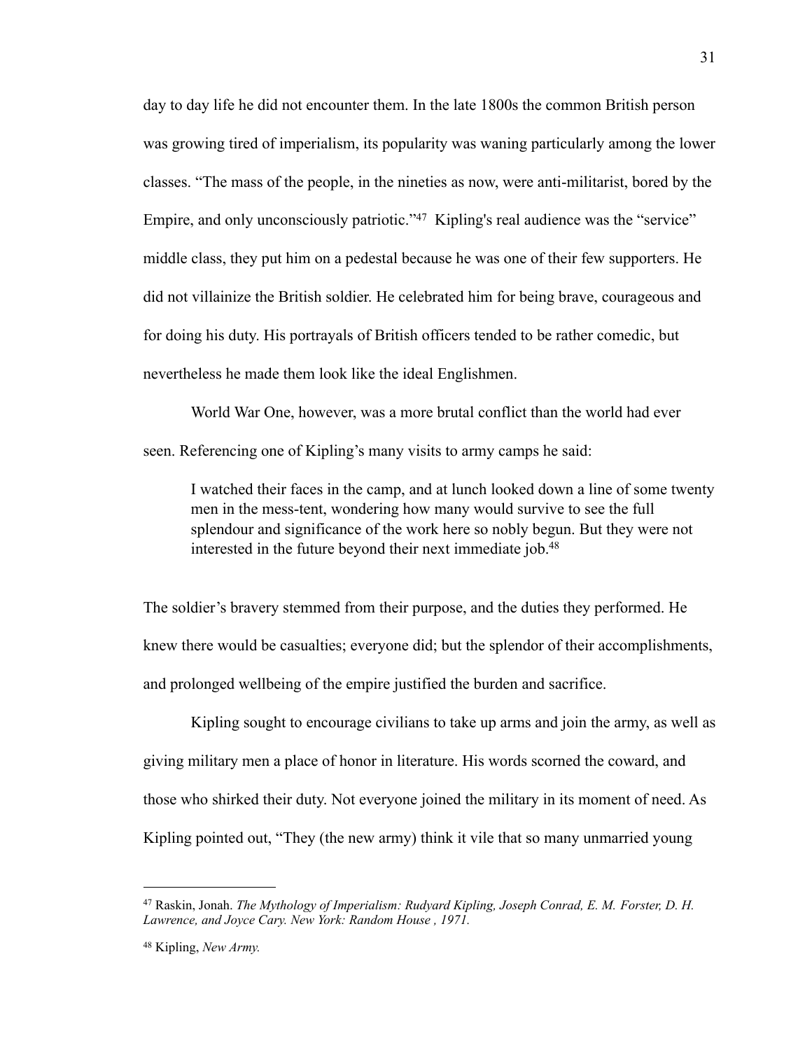day to day life he did not encounter them. In the late 1800s the common British person was growing tired of imperialism, its popularity was waning particularly among the lower classes. "The mass of the people, in the nineties as now, were anti-militarist, bored by the Empire, and only unconsciously patriotic."[47] Kipling's real audience was the "service" middle class, they put him on a pedestal because he was one of their few supporters. He did not villainize the British soldier. He celebrated him for being brave, courageous and for doing his duty. His portrayals of British officers tended to be rather comedic, but nevertheless he made them look like the ideal Englishmen.

World War One, however, was a more brutal conflict than the world had ever seen. Referencing one of Kipling's many visits to army camps he said:

> I watched their faces in the camp, and at lunch looked down a line of some twenty men in the mess-tent, wondering how many would survive to see the full splendour and significance of the work here so nobly begun. But they were not interested in the future beyond their next immediate job.[48]

The soldier's bravery stemmed from their purpose, and the duties they performed. He knew there would be casualties; everyone did; but the splendor of their accomplishments, and prolonged wellbeing of the empire justified the burden and sacrifice.

Kipling sought to encourage civilians to take up arms and join the army, as well as giving military men a place of honor in literature. His words scorned the coward, and those who shirked their duty. Not everyone joined the military in its moment of need. As Kipling pointed out, "They (the new army) think it vile that so many unmarried young

---

[47] Raskin, Jonah. *The Mythology of Imperialism: Rudyard Kipling, Joseph Conrad, E. M. Forster, D. H. Lawrence, and Joyce Cary. New York: Random House , 1971.*

[48] Kipling, *New Army.*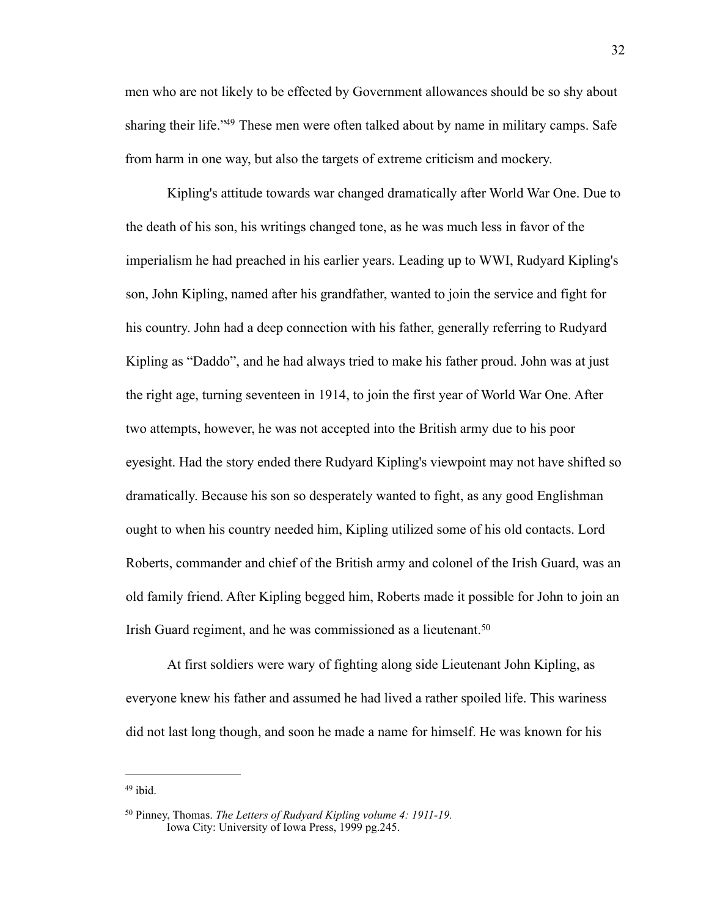men who are not likely to be effected by Government allowances should be so shy about sharing their life."[49] These men were often talked about by name in military camps. Safe from harm in one way, but also the targets of extreme criticism and mockery.

Kipling's attitude towards war changed dramatically after World War One. Due to the death of his son, his writings changed tone, as he was much less in favor of the imperialism he had preached in his earlier years. Leading up to WWI, Rudyard Kipling's son, John Kipling, named after his grandfather, wanted to join the service and fight for his country. John had a deep connection with his father, generally referring to Rudyard Kipling as "Daddo", and he had always tried to make his father proud. John was at just the right age, turning seventeen in 1914, to join the first year of World War One. After two attempts, however, he was not accepted into the British army due to his poor eyesight. Had the story ended there Rudyard Kipling's viewpoint may not have shifted so dramatically. Because his son so desperately wanted to fight, as any good Englishman ought to when his country needed him, Kipling utilized some of his old contacts. Lord Roberts, commander and chief of the British army and colonel of the Irish Guard, was an old family friend. After Kipling begged him, Roberts made it possible for John to join an Irish Guard regiment, and he was commissioned as a lieutenant.[50]

At first soldiers were wary of fighting along side Lieutenant John Kipling, as everyone knew his father and assumed he had lived a rather spoiled life. This wariness did not last long though, and soon he made a name for himself. He was known for his

---

[49] ibid.

[50] Pinney, Thomas. *The Letters of Rudyard Kipling volume 4: 1911-19.* Iowa City: University of Iowa Press, 1999 pg.245.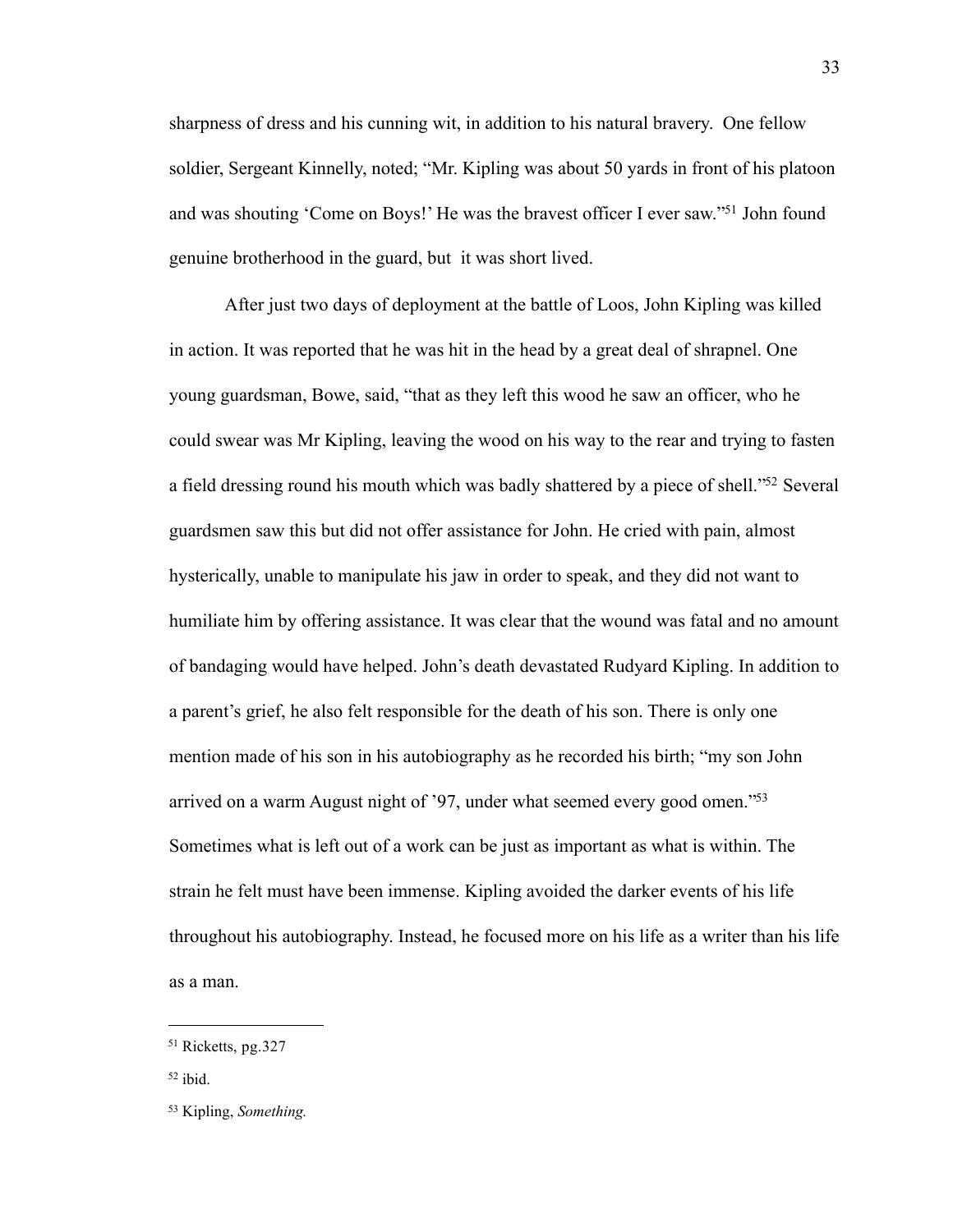sharpness of dress and his cunning wit, in addition to his natural bravery.  One fellow soldier, Sergeant Kinnelly, noted; "Mr. Kipling was about 50 yards in front of his platoon and was shouting 'Come on Boys!' He was the bravest officer I ever saw."[51] John found genuine brotherhood in the guard, but  it was short lived.

After just two days of deployment at the battle of Loos, John Kipling was killed in action. It was reported that he was hit in the head by a great deal of shrapnel. One young guardsman, Bowe, said, "that as they left this wood he saw an officer, who he could swear was Mr Kipling, leaving the wood on his way to the rear and trying to fasten a field dressing round his mouth which was badly shattered by a piece of shell."[52] Several guardsmen saw this but did not offer assistance for John. He cried with pain, almost hysterically, unable to manipulate his jaw in order to speak, and they did not want to humiliate him by offering assistance. It was clear that the wound was fatal and no amount of bandaging would have helped. John's death devastated Rudyard Kipling. In addition to a parent's grief, he also felt responsible for the death of his son. There is only one mention made of his son in his autobiography as he recorded his birth; "my son John arrived on a warm August night of '97, under what seemed every good omen."[53] Sometimes what is left out of a work can be just as important as what is within. The strain he felt must have been immense. Kipling avoided the darker events of his life throughout his autobiography. Instead, he focused more on his life as a writer than his life as a man.

---

[51] Ricketts, pg.327

[52] ibid.

[53] Kipling, *Something.*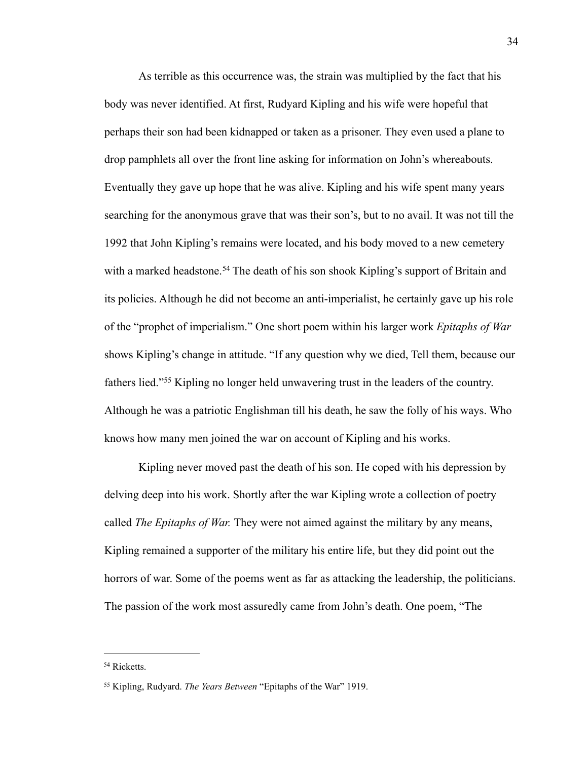As terrible as this occurrence was, the strain was multiplied by the fact that his body was never identified. At first, Rudyard Kipling and his wife were hopeful that perhaps their son had been kidnapped or taken as a prisoner. They even used a plane to drop pamphlets all over the front line asking for information on John's whereabouts. Eventually they gave up hope that he was alive. Kipling and his wife spent many years searching for the anonymous grave that was their son's, but to no avail. It was not till the 1992 that John Kipling's remains were located, and his body moved to a new cemetery with a marked headstone.[54] The death of his son shook Kipling's support of Britain and its policies. Although he did not become an anti-imperialist, he certainly gave up his role of the "prophet of imperialism." One short poem within his larger work *Epitaphs of War* shows Kipling's change in attitude. "If any question why we died, Tell them, because our fathers lied."[55] Kipling no longer held unwavering trust in the leaders of the country. Although he was a patriotic Englishman till his death, he saw the folly of his ways. Who knows how many men joined the war on account of Kipling and his works.

Kipling never moved past the death of his son. He coped with his depression by delving deep into his work. Shortly after the war Kipling wrote a collection of poetry called *The Epitaphs of War.* They were not aimed against the military by any means, Kipling remained a supporter of the military his entire life, but they did point out the horrors of war. Some of the poems went as far as attacking the leadership, the politicians. The passion of the work most assuredly came from John's death. One poem, "The

---

[54] Ricketts.

[55] Kipling, Rudyard. *The Years Between* "Epitaphs of the War" 1919.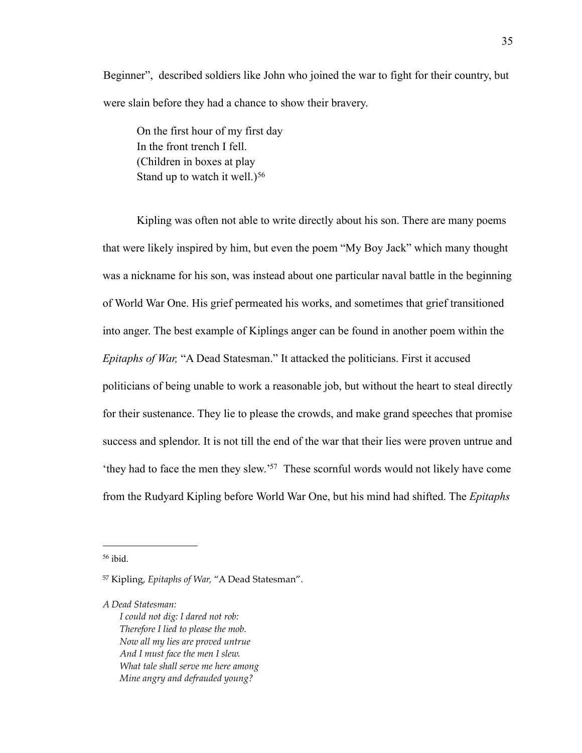Beginner", described soldiers like John who joined the war to fight for their country, but were slain before they had a chance to show their bravery.

> On the first hour of my first day  
> In the front trench I fell.  
> (Children in boxes at play  
> Stand up to watch it well.)[56]

Kipling was often not able to write directly about his son. There are many poems that were likely inspired by him, but even the poem "My Boy Jack" which many thought was a nickname for his son, was instead about one particular naval battle in the beginning of World War One. His grief permeated his works, and sometimes that grief transitioned into anger. The best example of Kiplings anger can be found in another poem within the *Epitaphs of War,* "A Dead Statesman." It attacked the politicians. First it accused politicians of being unable to work a reasonable job, but without the heart to steal directly for their sustenance. They lie to please the crowds, and make grand speeches that promise success and splendor. It is not till the end of the war that their lies were proven untrue and 'they had to face the men they slew.'[57] These scornful words would not likely have come from the Rudyard Kipling before World War One, but his mind had shifted. The *Epitaphs*

---

[56] ibid.

[57] Kipling, *Epitaphs of War,* "A Dead Statesman".

*A Dead Statesman:*

> *I could not dig: I dared not rob:*  
> *Therefore I lied to please the mob.*  
> *Now all my lies are proved untrue*  
> *And I must face the men I slew.*  
> *What tale shall serve me here among*  
> *Mine angry and defrauded young?*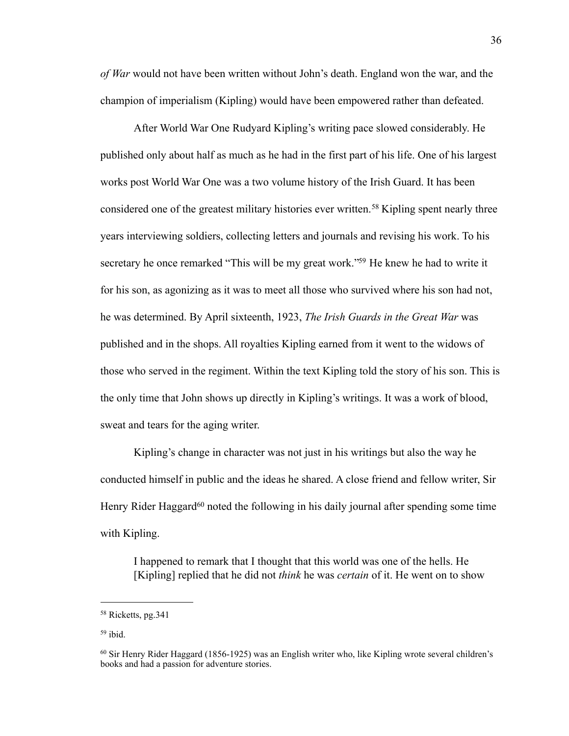*of War* would not have been written without John's death. England won the war, and the champion of imperialism (Kipling) would have been empowered rather than defeated.

After World War One Rudyard Kipling's writing pace slowed considerably. He published only about half as much as he had in the first part of his life. One of his largest works post World War One was a two volume history of the Irish Guard. It has been considered one of the greatest military histories ever written.[58] Kipling spent nearly three years interviewing soldiers, collecting letters and journals and revising his work. To his secretary he once remarked "This will be my great work."[59] He knew he had to write it for his son, as agonizing as it was to meet all those who survived where his son had not, he was determined. By April sixteenth, 1923, *The Irish Guards in the Great War* was published and in the shops. All royalties Kipling earned from it went to the widows of those who served in the regiment. Within the text Kipling told the story of his son. This is the only time that John shows up directly in Kipling's writings. It was a work of blood, sweat and tears for the aging writer.

Kipling's change in character was not just in his writings but also the way he conducted himself in public and the ideas he shared. A close friend and fellow writer, Sir Henry Rider Haggard[60] noted the following in his daily journal after spending some time with Kipling.

> I happened to remark that I thought that this world was one of the hells. He [Kipling] replied that he did not *think* he was *certain* of it. He went on to show

---

[58] Ricketts, pg.341

[59] ibid.

[60] Sir Henry Rider Haggard (1856-1925) was an English writer who, like Kipling wrote several children's books and had a passion for adventure stories.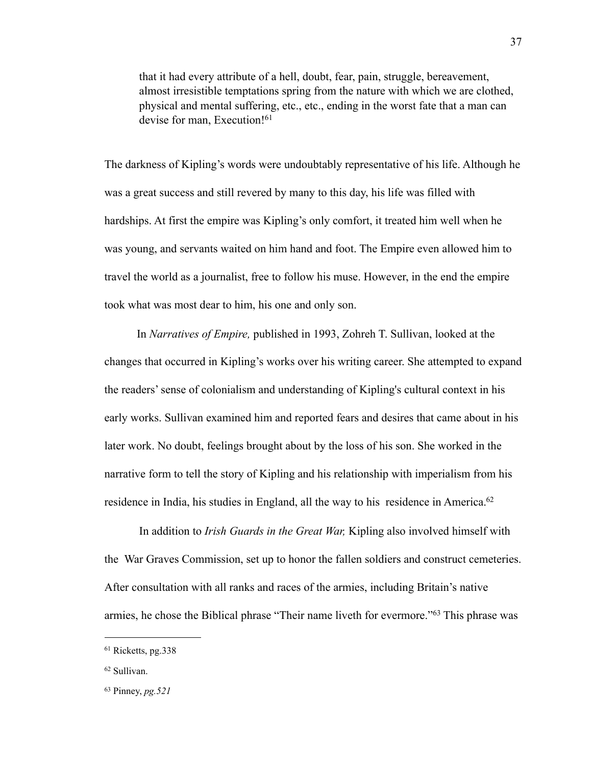> that it had every attribute of a hell, doubt, fear, pain, struggle, bereavement, almost irresistible temptations spring from the nature with which we are clothed, physical and mental suffering, etc., etc., ending in the worst fate that a man can devise for man, Execution![61]

The darkness of Kipling's words were undoubtably representative of his life. Although he was a great success and still revered by many to this day, his life was filled with hardships. At first the empire was Kipling's only comfort, it treated him well when he was young, and servants waited on him hand and foot. The Empire even allowed him to travel the world as a journalist, free to follow his muse. However, in the end the empire took what was most dear to him, his one and only son.

In *Narratives of Empire,* published in 1993, Zohreh T. Sullivan, looked at the changes that occurred in Kipling's works over his writing career. She attempted to expand the readers' sense of colonialism and understanding of Kipling's cultural context in his early works. Sullivan examined him and reported fears and desires that came about in his later work. No doubt, feelings brought about by the loss of his son. She worked in the narrative form to tell the story of Kipling and his relationship with imperialism from his residence in India, his studies in England, all the way to his residence in America.[62]

In addition to *Irish Guards in the Great War,* Kipling also involved himself with the War Graves Commission, set up to honor the fallen soldiers and construct cemeteries. After consultation with all ranks and races of the armies, including Britain's native armies, he chose the Biblical phrase "Their name liveth for evermore."[63] This phrase was

---

[61] Ricketts, pg.338

[62] Sullivan.

[63] Pinney, *pg.521*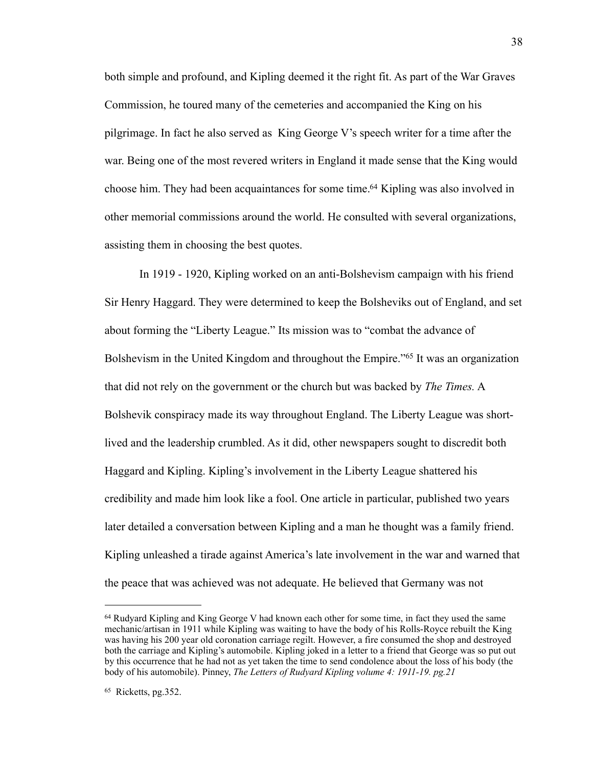both simple and profound, and Kipling deemed it the right fit. As part of the War Graves Commission, he toured many of the cemeteries and accompanied the King on his pilgrimage. In fact he also served as  King George V's speech writer for a time after the war. Being one of the most revered writers in England it made sense that the King would choose him. They had been acquaintances for some time.[64] Kipling was also involved in other memorial commissions around the world. He consulted with several organizations, assisting them in choosing the best quotes.

In 1919 - 1920, Kipling worked on an anti-Bolshevism campaign with his friend Sir Henry Haggard. They were determined to keep the Bolsheviks out of England, and set about forming the "Liberty League." Its mission was to "combat the advance of Bolshevism in the United Kingdom and throughout the Empire."[65] It was an organization that did not rely on the government or the church but was backed by *The Times.* A Bolshevik conspiracy made its way throughout England. The Liberty League was short-lived and the leadership crumbled. As it did, other newspapers sought to discredit both Haggard and Kipling. Kipling's involvement in the Liberty League shattered his credibility and made him look like a fool. One article in particular, published two years later detailed a conversation between Kipling and a man he thought was a family friend. Kipling unleashed a tirade against America's late involvement in the war and warned that the peace that was achieved was not adequate. He believed that Germany was not

---

[64] Rudyard Kipling and King George V had known each other for some time, in fact they used the same mechanic/artisan in 1911 while Kipling was waiting to have the body of his Rolls-Royce rebuilt the King was having his 200 year old coronation carriage regilt. However, a fire consumed the shop and destroyed both the carriage and Kipling's automobile. Kipling joked in a letter to a friend that George was so put out by this occurrence that he had not as yet taken the time to send condolence about the loss of his body (the body of his automobile). Pinney, *The Letters of Rudyard Kipling volume 4: 1911-19. pg.21*

[65] Ricketts, pg.352.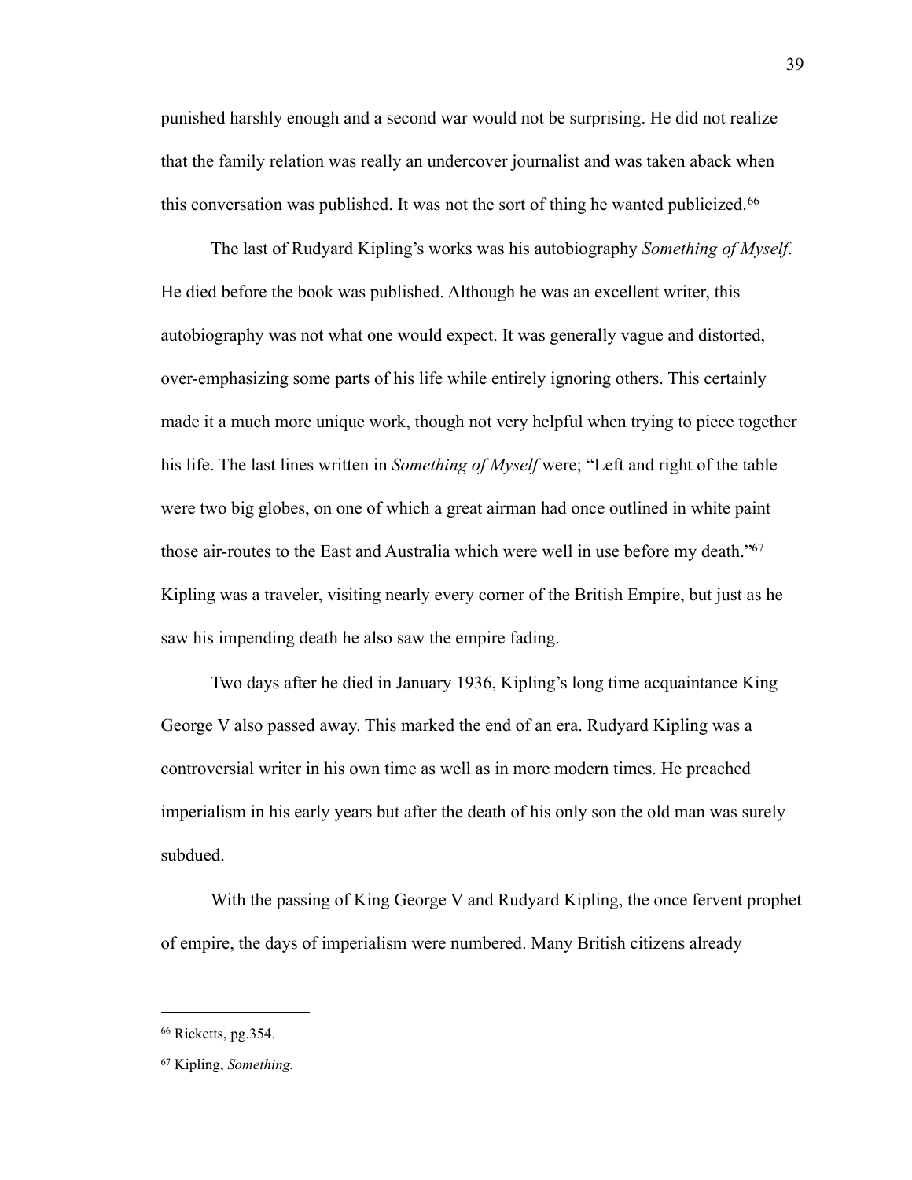punished harshly enough and a second war would not be surprising. He did not realize that the family relation was really an undercover journalist and was taken aback when this conversation was published. It was not the sort of thing he wanted publicized.[66]

The last of Rudyard Kipling's works was his autobiography *Something of Myself*. He died before the book was published. Although he was an excellent writer, this autobiography was not what one would expect. It was generally vague and distorted, over-emphasizing some parts of his life while entirely ignoring others. This certainly made it a much more unique work, though not very helpful when trying to piece together his life. The last lines written in *Something of Myself* were; "Left and right of the table were two big globes, on one of which a great airman had once outlined in white paint those air-routes to the East and Australia which were well in use before my death."[67] Kipling was a traveler, visiting nearly every corner of the British Empire, but just as he saw his impending death he also saw the empire fading.

Two days after he died in January 1936, Kipling's long time acquaintance King George V also passed away. This marked the end of an era. Rudyard Kipling was a controversial writer in his own time as well as in more modern times. He preached imperialism in his early years but after the death of his only son the old man was surely subdued.

With the passing of King George V and Rudyard Kipling, the once fervent prophet of empire, the days of imperialism were numbered. Many British citizens already

---

[66] Ricketts, pg.354.

[67] Kipling, *Something.*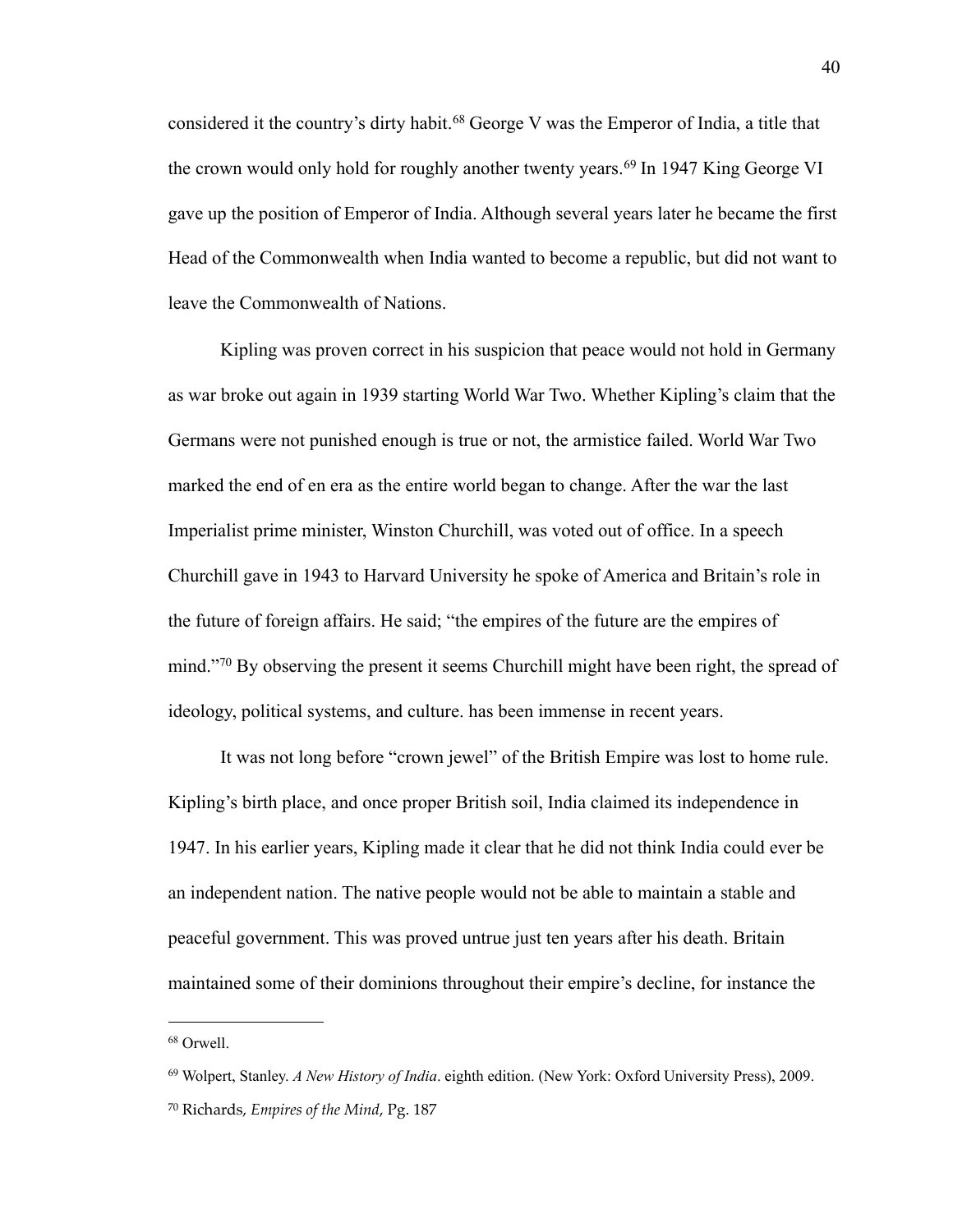considered it the country's dirty habit.[68] George V was the Emperor of India, a title that the crown would only hold for roughly another twenty years.[69] In 1947 King George VI gave up the position of Emperor of India. Although several years later he became the first Head of the Commonwealth when India wanted to become a republic, but did not want to leave the Commonwealth of Nations.

Kipling was proven correct in his suspicion that peace would not hold in Germany as war broke out again in 1939 starting World War Two. Whether Kipling's claim that the Germans were not punished enough is true or not, the armistice failed. World War Two marked the end of en era as the entire world began to change. After the war the last Imperialist prime minister, Winston Churchill, was voted out of office. In a speech Churchill gave in 1943 to Harvard University he spoke of America and Britain's role in the future of foreign affairs. He said; "the empires of the future are the empires of mind."[70] By observing the present it seems Churchill might have been right, the spread of ideology, political systems, and culture. has been immense in recent years.

It was not long before "crown jewel" of the British Empire was lost to home rule. Kipling's birth place, and once proper British soil, India claimed its independence in 1947. In his earlier years, Kipling made it clear that he did not think India could ever be an independent nation. The native people would not be able to maintain a stable and peaceful government. This was proved untrue just ten years after his death. Britain maintained some of their dominions throughout their empire's decline, for instance the

---

[68] Orwell.

[69] Wolpert, Stanley. *A New History of India*. eighth edition. (New York: Oxford University Press), 2009.

[70] Richards, *Empires of the Mind*, Pg. 187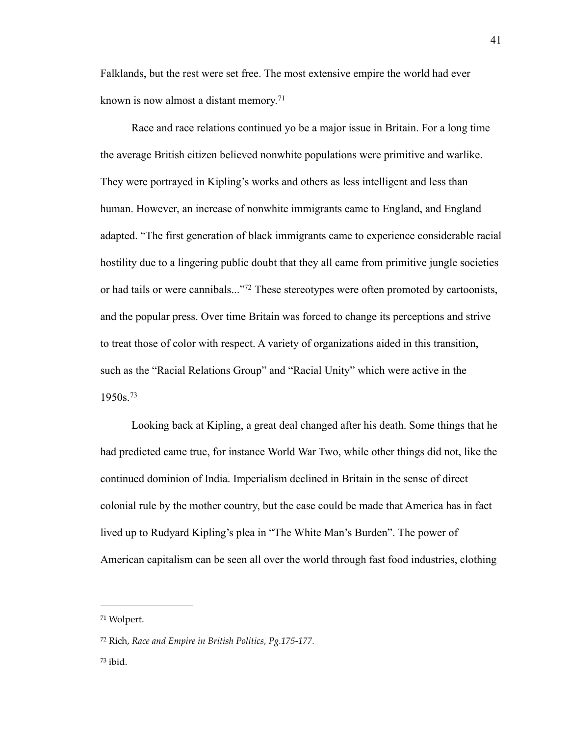Falklands, but the rest were set free. The most extensive empire the world had ever known is now almost a distant memory.[71]

Race and race relations continued yo be a major issue in Britain. For a long time the average British citizen believed nonwhite populations were primitive and warlike. They were portrayed in Kipling's works and others as less intelligent and less than human. However, an increase of nonwhite immigrants came to England, and England adapted. "The first generation of black immigrants came to experience considerable racial hostility due to a lingering public doubt that they all came from primitive jungle societies or had tails or were cannibals..."[72] These stereotypes were often promoted by cartoonists, and the popular press. Over time Britain was forced to change its perceptions and strive to treat those of color with respect. A variety of organizations aided in this transition, such as the "Racial Relations Group" and "Racial Unity" which were active in the 1950s.[73]

Looking back at Kipling, a great deal changed after his death. Some things that he had predicted came true, for instance World War Two, while other things did not, like the continued dominion of India. Imperialism declined in Britain in the sense of direct colonial rule by the mother country, but the case could be made that America has in fact lived up to Rudyard Kipling's plea in "The White Man's Burden". The power of American capitalism can be seen all over the world through fast food industries, clothing

---

[71] Wolpert.

[72] Rich, *Race and Empire in British Politics, Pg.175-177*.

[73] ibid.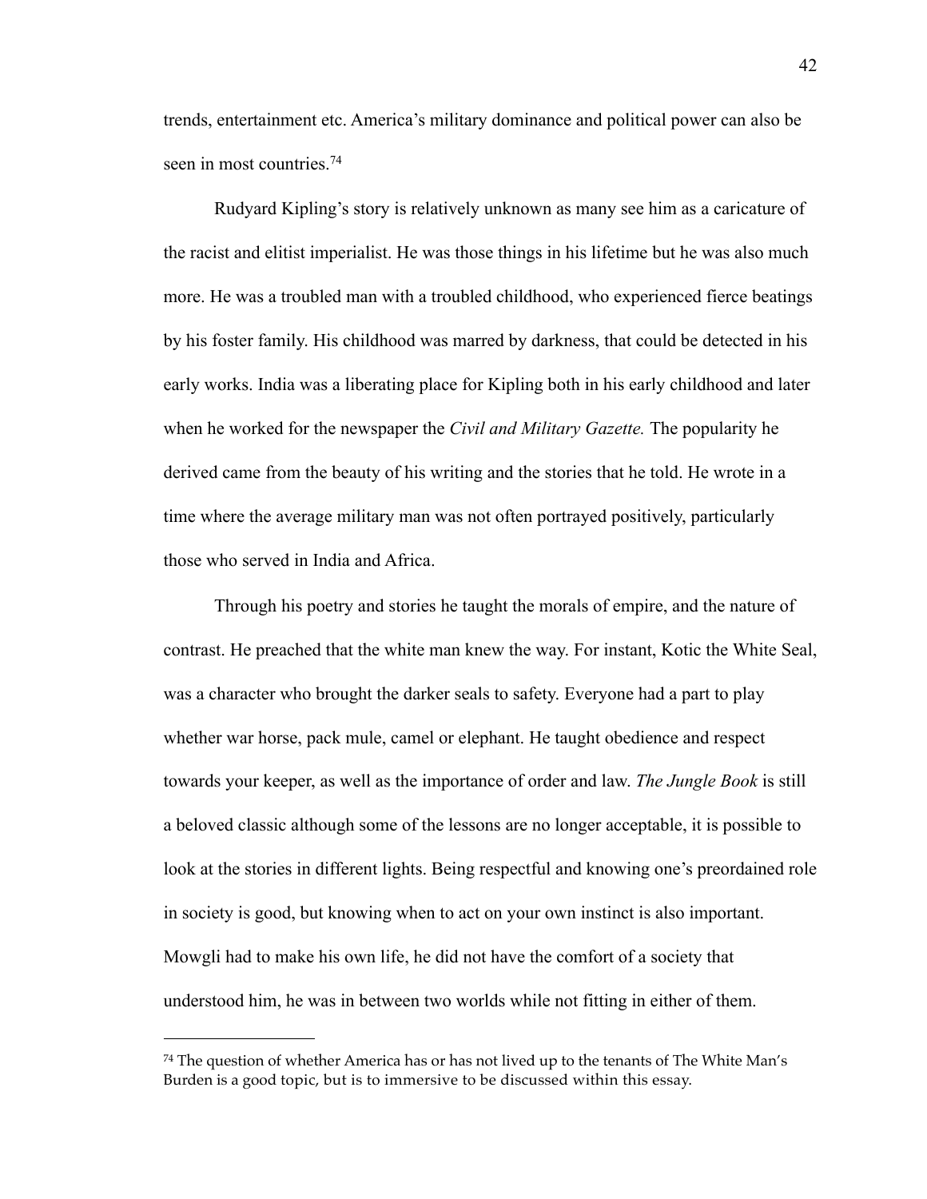trends, entertainment etc. America's military dominance and political power can also be seen in most countries.[74]

Rudyard Kipling's story is relatively unknown as many see him as a caricature of the racist and elitist imperialist. He was those things in his lifetime but he was also much more. He was a troubled man with a troubled childhood, who experienced fierce beatings by his foster family. His childhood was marred by darkness, that could be detected in his early works. India was a liberating place for Kipling both in his early childhood and later when he worked for the newspaper the *Civil and Military Gazette.* The popularity he derived came from the beauty of his writing and the stories that he told. He wrote in a time where the average military man was not often portrayed positively, particularly those who served in India and Africa.

Through his poetry and stories he taught the morals of empire, and the nature of contrast. He preached that the white man knew the way. For instant, Kotic the White Seal, was a character who brought the darker seals to safety. Everyone had a part to play whether war horse, pack mule, camel or elephant. He taught obedience and respect towards your keeper, as well as the importance of order and law. *The Jungle Book* is still a beloved classic although some of the lessons are no longer acceptable, it is possible to look at the stories in different lights. Being respectful and knowing one's preordained role in society is good, but knowing when to act on your own instinct is also important. Mowgli had to make his own life, he did not have the comfort of a society that understood him, he was in between two worlds while not fitting in either of them.

---

[74] The question of whether America has or has not lived up to the tenants of The White Man's Burden is a good topic, but is to immersive to be discussed within this essay.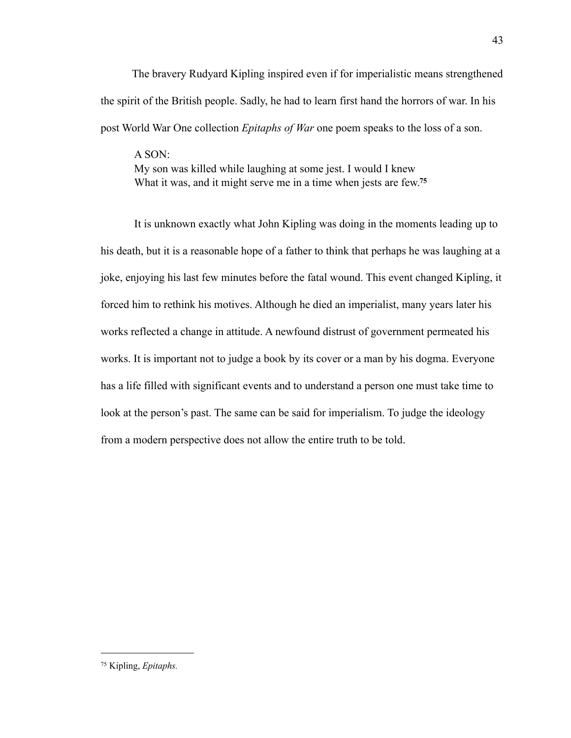The bravery Rudyard Kipling inspired even if for imperialistic means strengthened the spirit of the British people. Sadly, he had to learn first hand the horrors of war. In his post World War One collection *Epitaphs of War* one poem speaks to the loss of a son.

> A SON:
> My son was killed while laughing at some jest. I would I knew
> What it was, and it might serve me in a time when jests are few.[75]

It is unknown exactly what John Kipling was doing in the moments leading up to his death, but it is a reasonable hope of a father to think that perhaps he was laughing at a joke, enjoying his last few minutes before the fatal wound. This event changed Kipling, it forced him to rethink his motives. Although he died an imperialist, many years later his works reflected a change in attitude. A newfound distrust of government permeated his works. It is important not to judge a book by its cover or a man by his dogma. Everyone has a life filled with significant events and to understand a person one must take time to look at the person's past. The same can be said for imperialism. To judge the ideology from a modern perspective does not allow the entire truth to be told.

---

[75] Kipling, *Epitaphs.*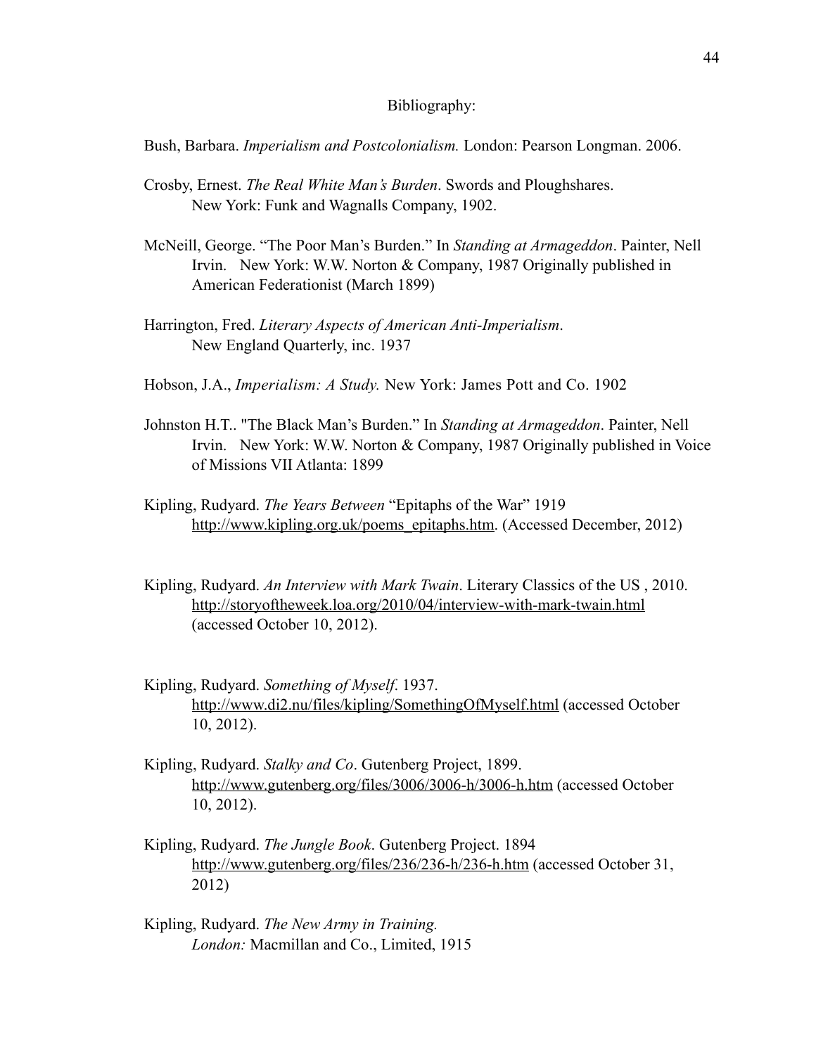# Bibliography:

Bush, Barbara. *Imperialism and Postcolonialism.* London: Pearson Longman. 2006.

Crosby, Ernest. *The Real White Man's Burden*. Swords and Ploughshares. New York: Funk and Wagnalls Company, 1902.

McNeill, George. "The Poor Man's Burden." In *Standing at Armageddon*. Painter, Nell Irvin. New York: W.W. Norton & Company, 1987 Originally published in American Federationist (March 1899)

Harrington, Fred. *Literary Aspects of American Anti-Imperialism*. New England Quarterly, inc. 1937

Hobson, J.A., *Imperialism: A Study.* New York: James Pott and Co. 1902

Johnston H.T.. "The Black Man's Burden." In *Standing at Armageddon*. Painter, Nell Irvin. New York: W.W. Norton & Company, 1987 Originally published in Voice of Missions VII Atlanta: 1899

Kipling, Rudyard. *The Years Between* "Epitaphs of the War" 1919 http://www.kipling.org.uk/poems_epitaphs.htm. (Accessed December, 2012)

Kipling, Rudyard. *An Interview with Mark Twain*. Literary Classics of the US , 2010. http://storyoftheweek.loa.org/2010/04/interview-with-mark-twain.html (accessed October 10, 2012).

Kipling, Rudyard. *Something of Myself*. 1937. http://www.di2.nu/files/kipling/SomethingOfMyself.html (accessed October 10, 2012).

Kipling, Rudyard. *Stalky and Co*. Gutenberg Project, 1899. http://www.gutenberg.org/files/3006/3006-h/3006-h.htm (accessed October 10, 2012).

Kipling, Rudyard. *The Jungle Book*. Gutenberg Project. 1894 http://www.gutenberg.org/files/236/236-h/236-h.htm (accessed October 31, 2012)

Kipling, Rudyard. *The New Army in Training. London:* Macmillan and Co., Limited, 1915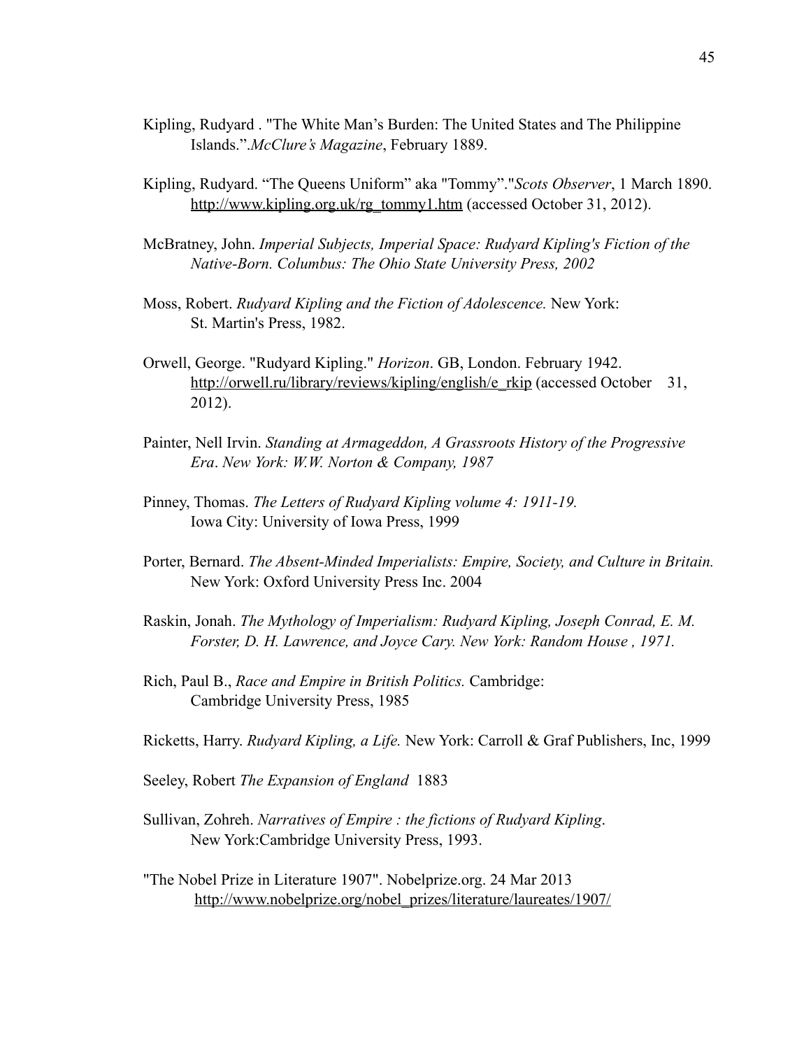Kipling, Rudyard . "The White Man's Burden: The United States and The Philippine Islands.".*McClure's Magazine*, February 1889.

Kipling, Rudyard. "The Queens Uniform" aka "Tommy"."*Scots Observer*, 1 March 1890. http://www.kipling.org.uk/rg_tommy1.htm (accessed October 31, 2012).

McBratney, John. *Imperial Subjects, Imperial Space: Rudyard Kipling's Fiction of the Native-Born. Columbus: The Ohio State University Press, 2002*

Moss, Robert. *Rudyard Kipling and the Fiction of Adolescence.* New York: St. Martin's Press, 1982.

Orwell, George. "Rudyard Kipling." *Horizon*. GB, London. February 1942. http://orwell.ru/library/reviews/kipling/english/e_rkip (accessed October 31, 2012).

Painter, Nell Irvin. *Standing at Armageddon, A Grassroots History of the Progressive Era*. *New York: W.W. Norton & Company, 1987*

Pinney, Thomas. *The Letters of Rudyard Kipling volume 4: 1911-19.* Iowa City: University of Iowa Press, 1999

Porter, Bernard. *The Absent-Minded Imperialists: Empire, Society, and Culture in Britain.* New York: Oxford University Press Inc. 2004

Raskin, Jonah. *The Mythology of Imperialism: Rudyard Kipling, Joseph Conrad, E. M. Forster, D. H. Lawrence, and Joyce Cary. New York: Random House , 1971.*

Rich, Paul B., *Race and Empire in British Politics.* Cambridge: Cambridge University Press, 1985

Ricketts, Harry. *Rudyard Kipling, a Life.* New York: Carroll & Graf Publishers, Inc, 1999

Seeley, Robert *The Expansion of England* 1883

Sullivan, Zohreh. *Narratives of Empire : the fictions of Rudyard Kipling*. New York:Cambridge University Press, 1993.

"The Nobel Prize in Literature 1907". Nobelprize.org. 24 Mar 2013 http://www.nobelprize.org/nobel_prizes/literature/laureates/1907/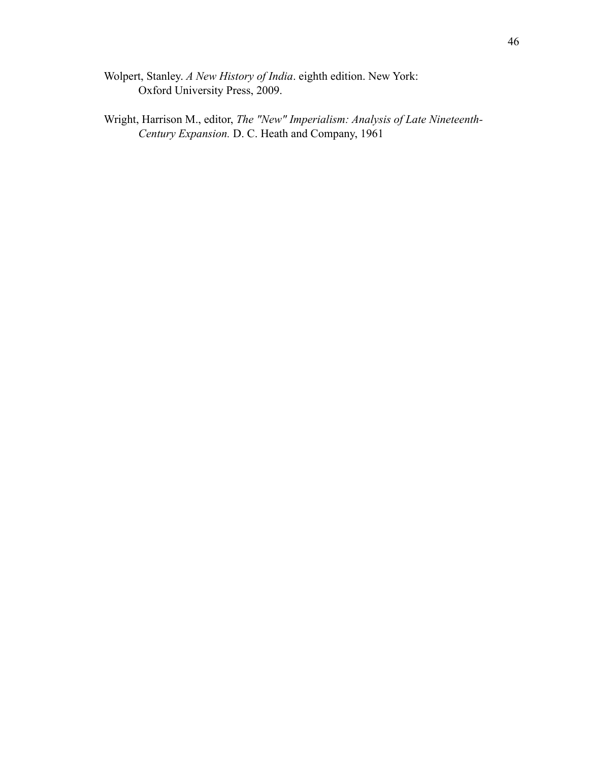Wolpert, Stanley. *A New History of India*. eighth edition. New York: Oxford University Press, 2009.

Wright, Harrison M., editor, *The "New" Imperialism: Analysis of Late Nineteenth-Century Expansion.* D. C. Heath and Company, 1961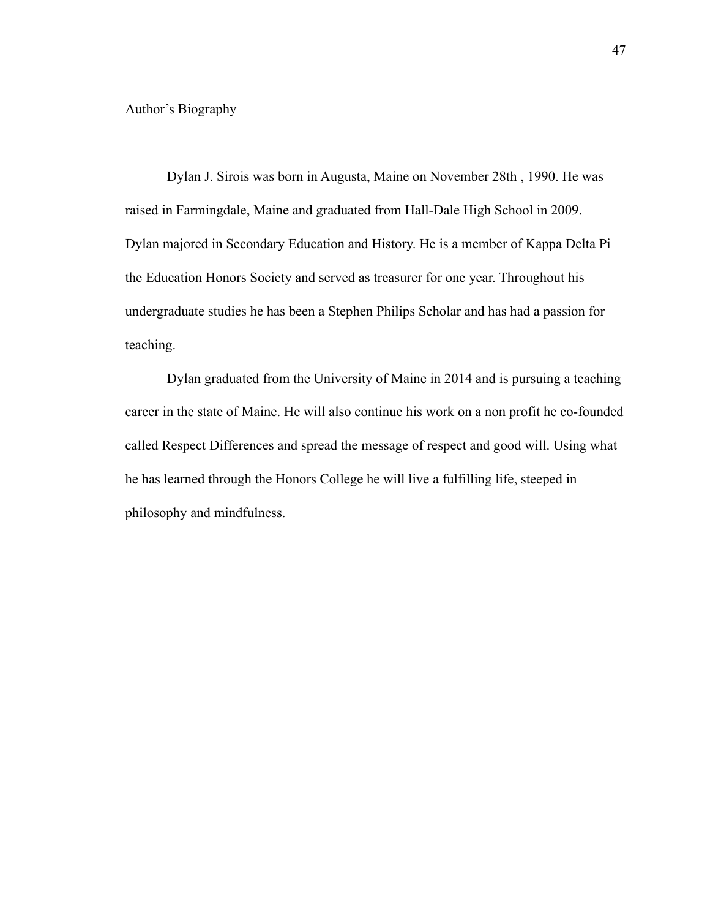# Author's Biography

Dylan J. Sirois was born in Augusta, Maine on November 28th , 1990. He was raised in Farmingdale, Maine and graduated from Hall-Dale High School in 2009. Dylan majored in Secondary Education and History. He is a member of Kappa Delta Pi the Education Honors Society and served as treasurer for one year. Throughout his undergraduate studies he has been a Stephen Philips Scholar and has had a passion for teaching.

Dylan graduated from the University of Maine in 2014 and is pursuing a teaching career in the state of Maine. He will also continue his work on a non profit he co-founded called Respect Differences and spread the message of respect and good will. Using what he has learned through the Honors College he will live a fulfilling life, steeped in philosophy and mindfulness.